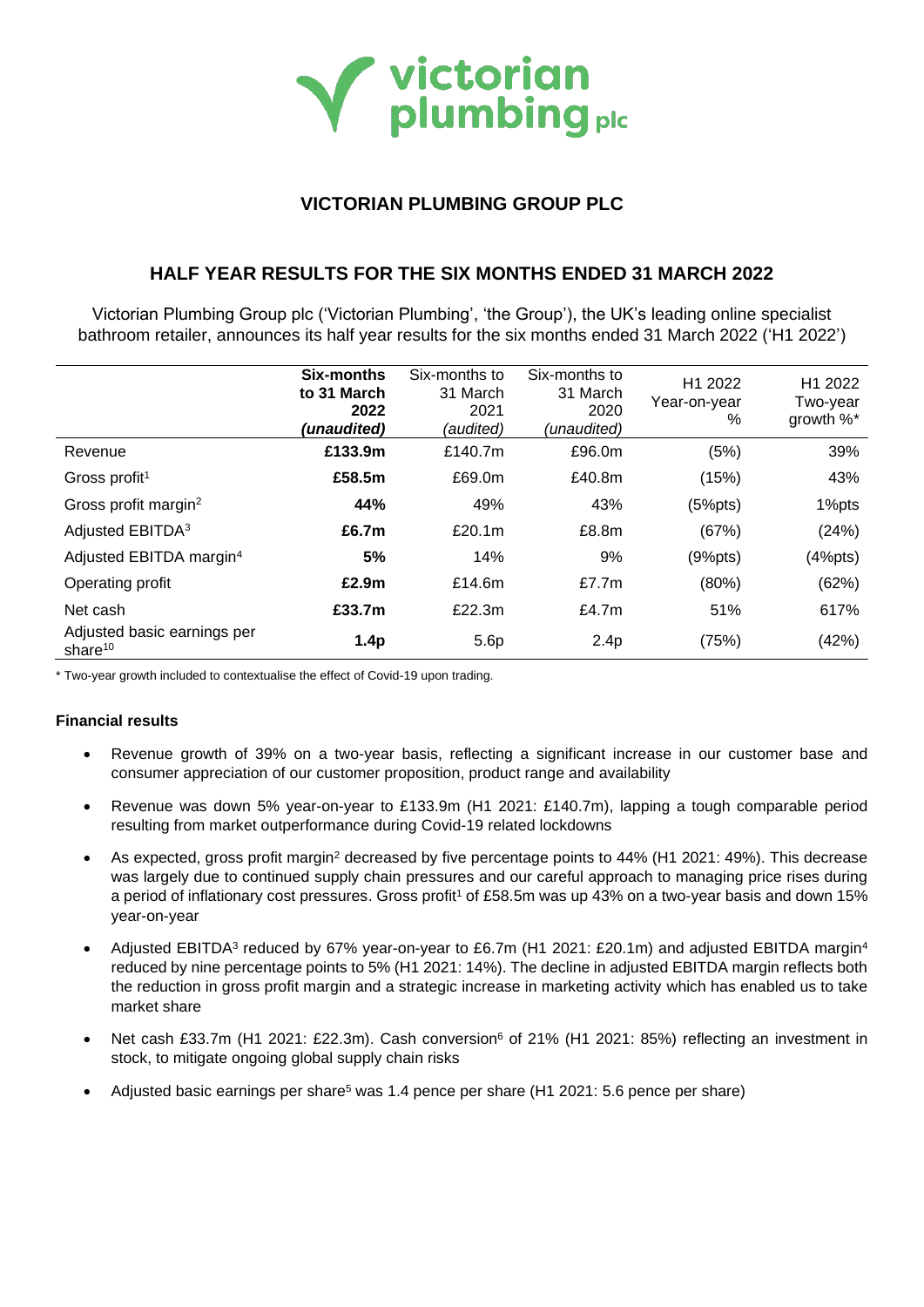victorian plumbing plc

# VICTORIAN PLUMBING GROUP PLC

## HALF YEAR RESULTS FOR THE SIX MONTHS ENDED 31 MARCH 2022

Victorian Plumbing Group plc ('Victorian Plumbing', 'the Group'), the UK's leading online specialist bathroom retailer, announces its half year results for the six months ended 31 March 2022 ('H1 2022')

| | **Six-months to 31 March 2022 *(unaudited)*** | Six-months to 31 March 2021 *(audited)* | Six-months to 31 March 2020 *(unaudited)* | H1 2022 Year-on-year % | H1 2022 Two-year growth %* |
|---|---|---|---|---|---|
| Revenue | **£133.9m** | £140.7m | £96.0m | (5%) | 39% |
| Gross profit[1] | **£58.5m** | £69.0m | £40.8m | (15%) | 43% |
| Gross profit margin[2] | **44%** | 49% | 43% | (5%pts) | 1%pts |
| Adjusted EBITDA[3] | **£6.7m** | £20.1m | £8.8m | (67%) | (24%) |
| Adjusted EBITDA margin[4] | **5%** | 14% | 9% | (9%pts) | (4%pts) |
| Operating profit | **£2.9m** | £14.6m | £7.7m | (80%) | (62%) |
| Net cash | **£33.7m** | £22.3m | £4.7m | 51% | 617% |
| Adjusted basic earnings per share[10] | **1.4p** | 5.6p | 2.4p | (75%) | (42%) |

\* Two-year growth included to contextualise the effect of Covid-19 upon trading.

**Financial results**

- Revenue growth of 39% on a two-year basis, reflecting a significant increase in our customer base and consumer appreciation of our customer proposition, product range and availability
- Revenue was down 5% year-on-year to £133.9m (H1 2021: £140.7m), lapping a tough comparable period resulting from market outperformance during Covid-19 related lockdowns
- As expected, gross profit margin[2] decreased by five percentage points to 44% (H1 2021: 49%). This decrease was largely due to continued supply chain pressures and our careful approach to managing price rises during a period of inflationary cost pressures. Gross profit[1] of £58.5m was up 43% on a two-year basis and down 15% year-on-year
- Adjusted EBITDA[3] reduced by 67% year-on-year to £6.7m (H1 2021: £20.1m) and adjusted EBITDA margin[4] reduced by nine percentage points to 5% (H1 2021: 14%). The decline in adjusted EBITDA margin reflects both the reduction in gross profit margin and a strategic increase in marketing activity which has enabled us to take market share
- Net cash £33.7m (H1 2021: £22.3m). Cash conversion[6] of 21% (H1 2021: 85%) reflecting an investment in stock, to mitigate ongoing global supply chain risks
- Adjusted basic earnings per share[5] was 1.4 pence per share (H1 2021: 5.6 pence per share)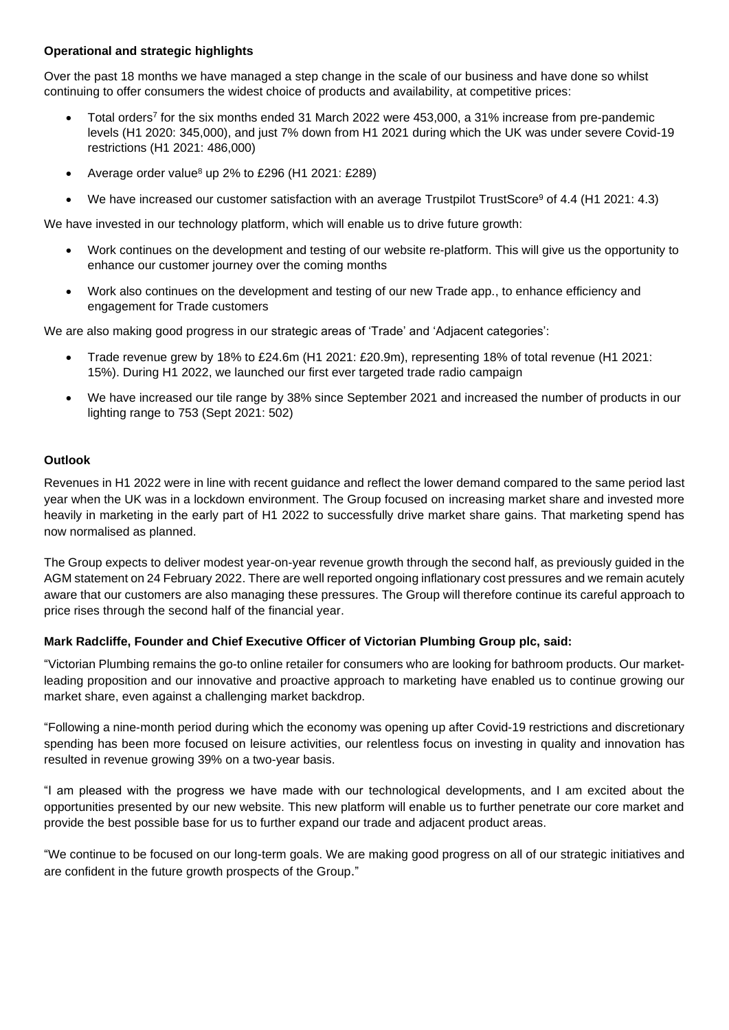**Operational and strategic highlights**

Over the past 18 months we have managed a step change in the scale of our business and have done so whilst continuing to offer consumers the widest choice of products and availability, at competitive prices:

- Total orders[7] for the six months ended 31 March 2022 were 453,000, a 31% increase from pre-pandemic levels (H1 2020: 345,000), and just 7% down from H1 2021 during which the UK was under severe Covid-19 restrictions (H1 2021: 486,000)
- Average order value[8] up 2% to £296 (H1 2021: £289)
- We have increased our customer satisfaction with an average Trustpilot TrustScore[9] of 4.4 (H1 2021: 4.3)

We have invested in our technology platform, which will enable us to drive future growth:

- Work continues on the development and testing of our website re-platform. This will give us the opportunity to enhance our customer journey over the coming months
- Work also continues on the development and testing of our new Trade app., to enhance efficiency and engagement for Trade customers

We are also making good progress in our strategic areas of 'Trade' and 'Adjacent categories':

- Trade revenue grew by 18% to £24.6m (H1 2021: £20.9m), representing 18% of total revenue (H1 2021: 15%). During H1 2022, we launched our first ever targeted trade radio campaign
- We have increased our tile range by 38% since September 2021 and increased the number of products in our lighting range to 753 (Sept 2021: 502)

**Outlook**

Revenues in H1 2022 were in line with recent guidance and reflect the lower demand compared to the same period last year when the UK was in a lockdown environment. The Group focused on increasing market share and invested more heavily in marketing in the early part of H1 2022 to successfully drive market share gains. That marketing spend has now normalised as planned.

The Group expects to deliver modest year-on-year revenue growth through the second half, as previously guided in the AGM statement on 24 February 2022. There are well reported ongoing inflationary cost pressures and we remain acutely aware that our customers are also managing these pressures. The Group will therefore continue its careful approach to price rises through the second half of the financial year.

**Mark Radcliffe, Founder and Chief Executive Officer of Victorian Plumbing Group plc, said:**

"Victorian Plumbing remains the go-to online retailer for consumers who are looking for bathroom products. Our market-leading proposition and our innovative and proactive approach to marketing have enabled us to continue growing our market share, even against a challenging market backdrop.

"Following a nine-month period during which the economy was opening up after Covid-19 restrictions and discretionary spending has been more focused on leisure activities, our relentless focus on investing in quality and innovation has resulted in revenue growing 39% on a two-year basis.

"I am pleased with the progress we have made with our technological developments, and I am excited about the opportunities presented by our new website. This new platform will enable us to further penetrate our core market and provide the best possible base for us to further expand our trade and adjacent product areas.

"We continue to be focused on our long-term goals. We are making good progress on all of our strategic initiatives and are confident in the future growth prospects of the Group."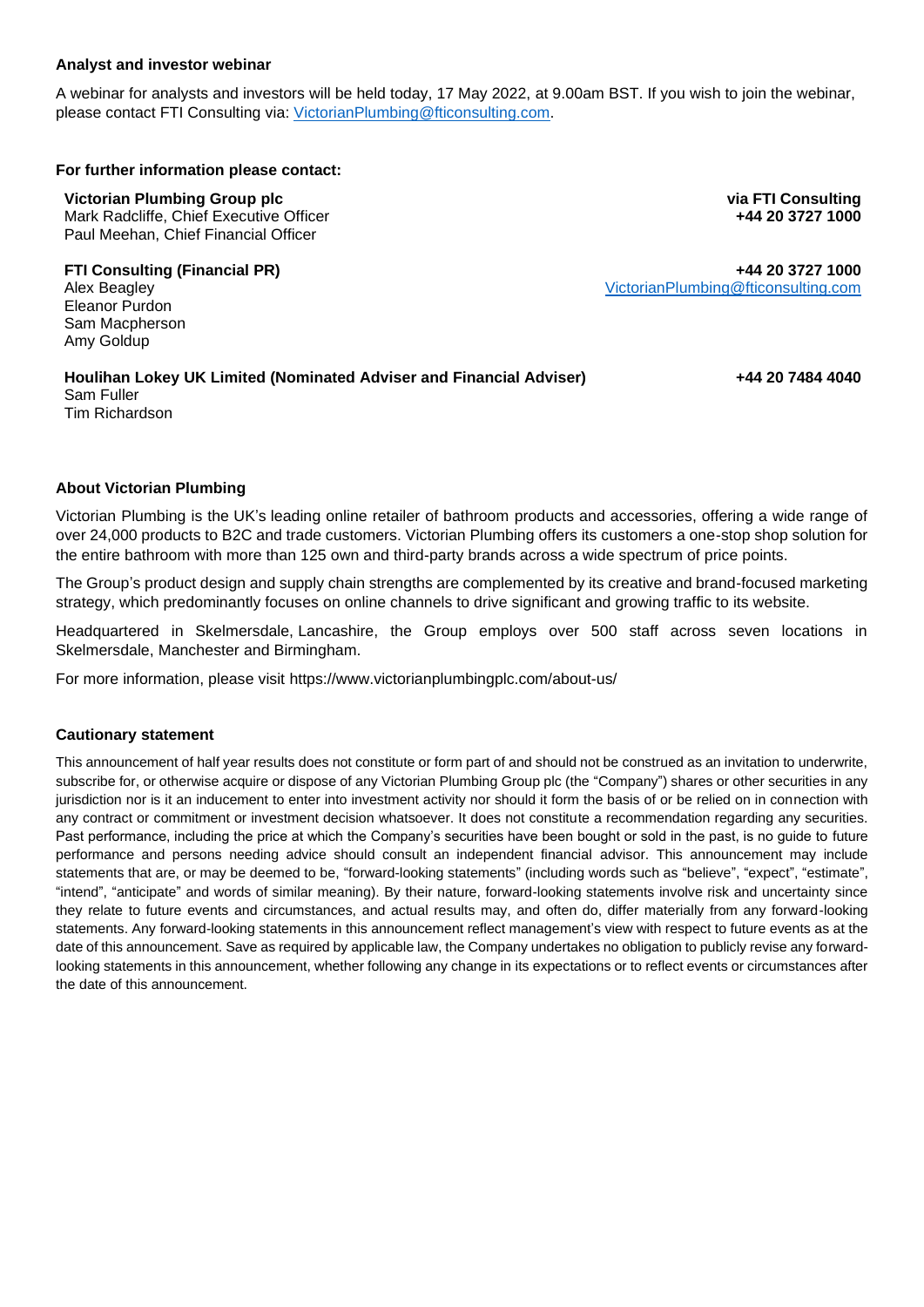**Analyst and investor webinar**

A webinar for analysts and investors will be held today, 17 May 2022, at 9.00am BST. If you wish to join the webinar, please contact FTI Consulting via: VictorianPlumbing@fticonsulting.com.

**For further information please contact:**

| | |
|---|---|
| **Victorian Plumbing Group plc**<br>Mark Radcliffe, Chief Executive Officer<br>Paul Meehan, Chief Financial Officer | **via FTI Consulting**<br>**+44 20 3727 1000** |
| **FTI Consulting (Financial PR)**<br>Alex Beagley<br>Eleanor Purdon<br>Sam Macpherson<br>Amy Goldup | **+44 20 3727 1000**<br>VictorianPlumbing@fticonsulting.com |
| **Houlihan Lokey UK Limited (Nominated Adviser and Financial Adviser)**<br>Sam Fuller<br>Tim Richardson | **+44 20 7484 4040** |

**About Victorian Plumbing**

Victorian Plumbing is the UK's leading online retailer of bathroom products and accessories, offering a wide range of over 24,000 products to B2C and trade customers. Victorian Plumbing offers its customers a one-stop shop solution for the entire bathroom with more than 125 own and third-party brands across a wide spectrum of price points.

The Group's product design and supply chain strengths are complemented by its creative and brand-focused marketing strategy, which predominantly focuses on online channels to drive significant and growing traffic to its website.

Headquartered in Skelmersdale, Lancashire, the Group employs over 500 staff across seven locations in Skelmersdale, Manchester and Birmingham.

For more information, please visit https://www.victorianplumbingplc.com/about-us/

**Cautionary statement**

This announcement of half year results does not constitute or form part of and should not be construed as an invitation to underwrite, subscribe for, or otherwise acquire or dispose of any Victorian Plumbing Group plc (the "Company") shares or other securities in any jurisdiction nor is it an inducement to enter into investment activity nor should it form the basis of or be relied on in connection with any contract or commitment or investment decision whatsoever. It does not constitute a recommendation regarding any securities. Past performance, including the price at which the Company's securities have been bought or sold in the past, is no guide to future performance and persons needing advice should consult an independent financial advisor. This announcement may include statements that are, or may be deemed to be, "forward-looking statements" (including words such as "believe", "expect", "estimate", "intend", "anticipate" and words of similar meaning). By their nature, forward-looking statements involve risk and uncertainty since they relate to future events and circumstances, and actual results may, and often do, differ materially from any forward-looking statements. Any forward-looking statements in this announcement reflect management's view with respect to future events as at the date of this announcement. Save as required by applicable law, the Company undertakes no obligation to publicly revise any forward-looking statements in this announcement, whether following any change in its expectations or to reflect events or circumstances after the date of this announcement.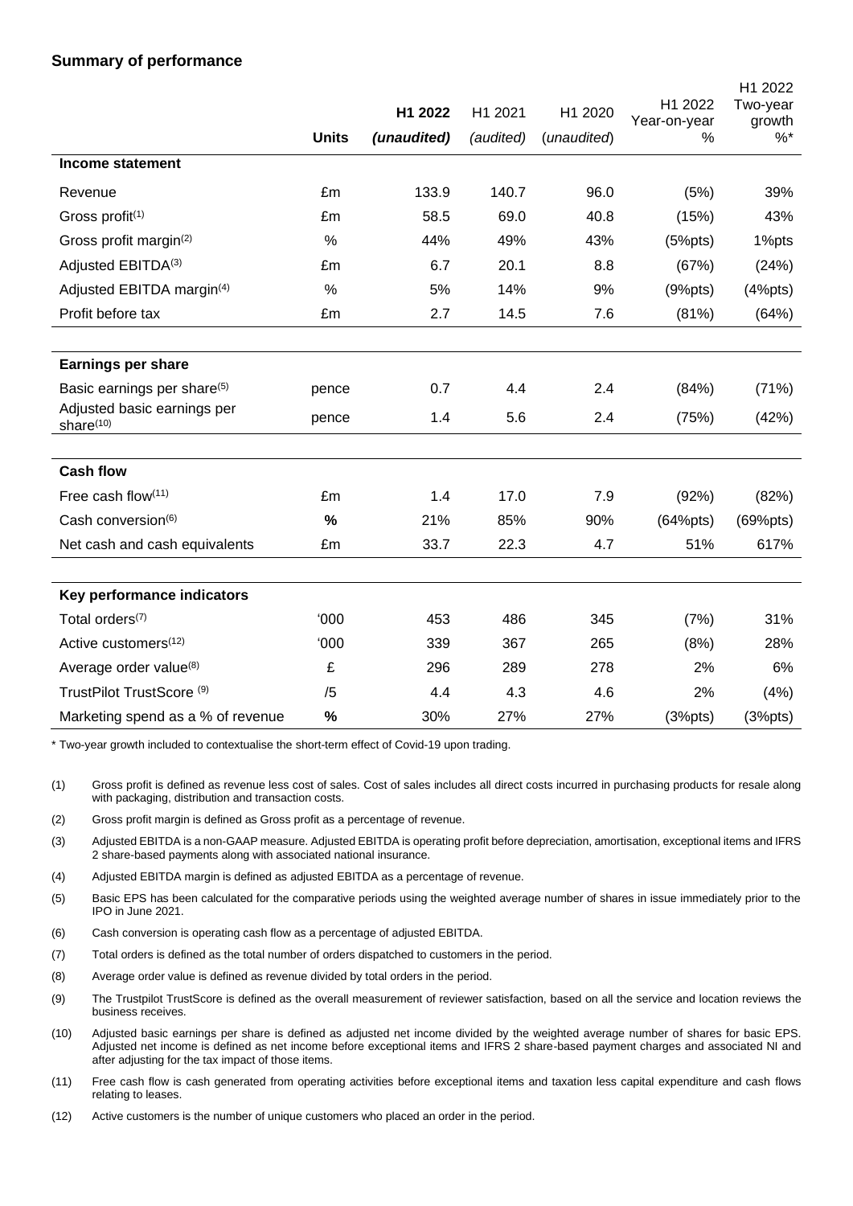## Summary of performance

| | Units | **H1 2022** *(unaudited)* | H1 2021 *(audited)* | H1 2020 *(unaudited)* | H1 2022 Year-on-year % | H1 2022 Two-year growth %* |
|---|---|---|---|---|---|---|
| **Income statement** | | | | | | |
| Revenue | £m | 133.9 | 140.7 | 96.0 | (5%) | 39% |
| Gross profit[(1)] | £m | 58.5 | 69.0 | 40.8 | (15%) | 43% |
| Gross profit margin[(2)] | % | 44% | 49% | 43% | (5%pts) | 1%pts |
| Adjusted EBITDA[(3)] | £m | 6.7 | 20.1 | 8.8 | (67%) | (24%) |
| Adjusted EBITDA margin[(4)] | % | 5% | 14% | 9% | (9%pts) | (4%pts) |
| Profit before tax | £m | 2.7 | 14.5 | 7.6 | (81%) | (64%) |
| **Earnings per share** | | | | | | |
| Basic earnings per share[(5)] | pence | 0.7 | 4.4 | 2.4 | (84%) | (71%) |
| Adjusted basic earnings per share[(10)] | pence | 1.4 | 5.6 | 2.4 | (75%) | (42%) |
| **Cash flow** | | | | | | |
| Free cash flow[(11)] | £m | 1.4 | 17.0 | 7.9 | (92%) | (82%) |
| Cash conversion[(6)] | **%** | 21% | 85% | 90% | (64%pts) | (69%pts) |
| Net cash and cash equivalents | £m | 33.7 | 22.3 | 4.7 | 51% | 617% |
| **Key performance indicators** | | | | | | |
| Total orders[(7)] | '000 | 453 | 486 | 345 | (7%) | 31% |
| Active customers[(12)] | '000 | 339 | 367 | 265 | (8%) | 28% |
| Average order value[(8)] | £ | 296 | 289 | 278 | 2% | 6% |
| TrustPilot TrustScore [(9)] | /5 | 4.4 | 4.3 | 4.6 | 2% | (4%) |
| Marketing spend as a % of revenue | **%** | 30% | 27% | 27% | (3%pts) | (3%pts) |

\* Two-year growth included to contextualise the short-term effect of Covid-19 upon trading.

(1) Gross profit is defined as revenue less cost of sales. Cost of sales includes all direct costs incurred in purchasing products for resale along with packaging, distribution and transaction costs.

(2) Gross profit margin is defined as Gross profit as a percentage of revenue.

(3) Adjusted EBITDA is a non-GAAP measure. Adjusted EBITDA is operating profit before depreciation, amortisation, exceptional items and IFRS 2 share-based payments along with associated national insurance.

(4) Adjusted EBITDA margin is defined as adjusted EBITDA as a percentage of revenue.

(5) Basic EPS has been calculated for the comparative periods using the weighted average number of shares in issue immediately prior to the IPO in June 2021.

(6) Cash conversion is operating cash flow as a percentage of adjusted EBITDA.

(7) Total orders is defined as the total number of orders dispatched to customers in the period.

(8) Average order value is defined as revenue divided by total orders in the period.

(9) The Trustpilot TrustScore is defined as the overall measurement of reviewer satisfaction, based on all the service and location reviews the business receives.

(10) Adjusted basic earnings per share is defined as adjusted net income divided by the weighted average number of shares for basic EPS. Adjusted net income is defined as net income before exceptional items and IFRS 2 share-based payment charges and associated NI and after adjusting for the tax impact of those items.

(11) Free cash flow is cash generated from operating activities before exceptional items and taxation less capital expenditure and cash flows relating to leases.

(12) Active customers is the number of unique customers who placed an order in the period.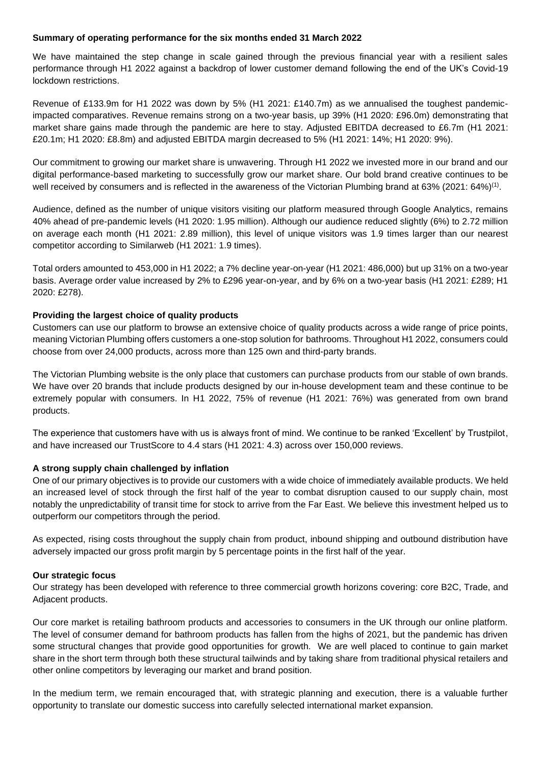**Summary of operating performance for the six months ended 31 March 2022**

We have maintained the step change in scale gained through the previous financial year with a resilient sales performance through H1 2022 against a backdrop of lower customer demand following the end of the UK's Covid-19 lockdown restrictions.

Revenue of £133.9m for H1 2022 was down by 5% (H1 2021: £140.7m) as we annualised the toughest pandemic-impacted comparatives. Revenue remains strong on a two-year basis, up 39% (H1 2020: £96.0m) demonstrating that market share gains made through the pandemic are here to stay. Adjusted EBITDA decreased to £6.7m (H1 2021: £20.1m; H1 2020: £8.8m) and adjusted EBITDA margin decreased to 5% (H1 2021: 14%; H1 2020: 9%).

Our commitment to growing our market share is unwavering. Through H1 2022 we invested more in our brand and our digital performance-based marketing to successfully grow our market share. Our bold brand creative continues to be well received by consumers and is reflected in the awareness of the Victorian Plumbing brand at 63% (2021: 64%)[(1)].

Audience, defined as the number of unique visitors visiting our platform measured through Google Analytics, remains 40% ahead of pre-pandemic levels (H1 2020: 1.95 million). Although our audience reduced slightly (6%) to 2.72 million on average each month (H1 2021: 2.89 million), this level of unique visitors was 1.9 times larger than our nearest competitor according to Similarweb (H1 2021: 1.9 times).

Total orders amounted to 453,000 in H1 2022; a 7% decline year-on-year (H1 2021: 486,000) but up 31% on a two-year basis. Average order value increased by 2% to £296 year-on-year, and by 6% on a two-year basis (H1 2021: £289; H1 2020: £278).

**Providing the largest choice of quality products**

Customers can use our platform to browse an extensive choice of quality products across a wide range of price points, meaning Victorian Plumbing offers customers a one-stop solution for bathrooms. Throughout H1 2022, consumers could choose from over 24,000 products, across more than 125 own and third-party brands.

The Victorian Plumbing website is the only place that customers can purchase products from our stable of own brands. We have over 20 brands that include products designed by our in-house development team and these continue to be extremely popular with consumers. In H1 2022, 75% of revenue (H1 2021: 76%) was generated from own brand products.

The experience that customers have with us is always front of mind. We continue to be ranked 'Excellent' by Trustpilot, and have increased our TrustScore to 4.4 stars (H1 2021: 4.3) across over 150,000 reviews.

**A strong supply chain challenged by inflation**

One of our primary objectives is to provide our customers with a wide choice of immediately available products. We held an increased level of stock through the first half of the year to combat disruption caused to our supply chain, most notably the unpredictability of transit time for stock to arrive from the Far East. We believe this investment helped us to outperform our competitors through the period.

As expected, rising costs throughout the supply chain from product, inbound shipping and outbound distribution have adversely impacted our gross profit margin by 5 percentage points in the first half of the year.

**Our strategic focus**

Our strategy has been developed with reference to three commercial growth horizons covering: core B2C, Trade, and Adjacent products.

Our core market is retailing bathroom products and accessories to consumers in the UK through our online platform. The level of consumer demand for bathroom products has fallen from the highs of 2021, but the pandemic has driven some structural changes that provide good opportunities for growth. We are well placed to continue to gain market share in the short term through both these structural tailwinds and by taking share from traditional physical retailers and other online competitors by leveraging our market and brand position.

In the medium term, we remain encouraged that, with strategic planning and execution, there is a valuable further opportunity to translate our domestic success into carefully selected international market expansion.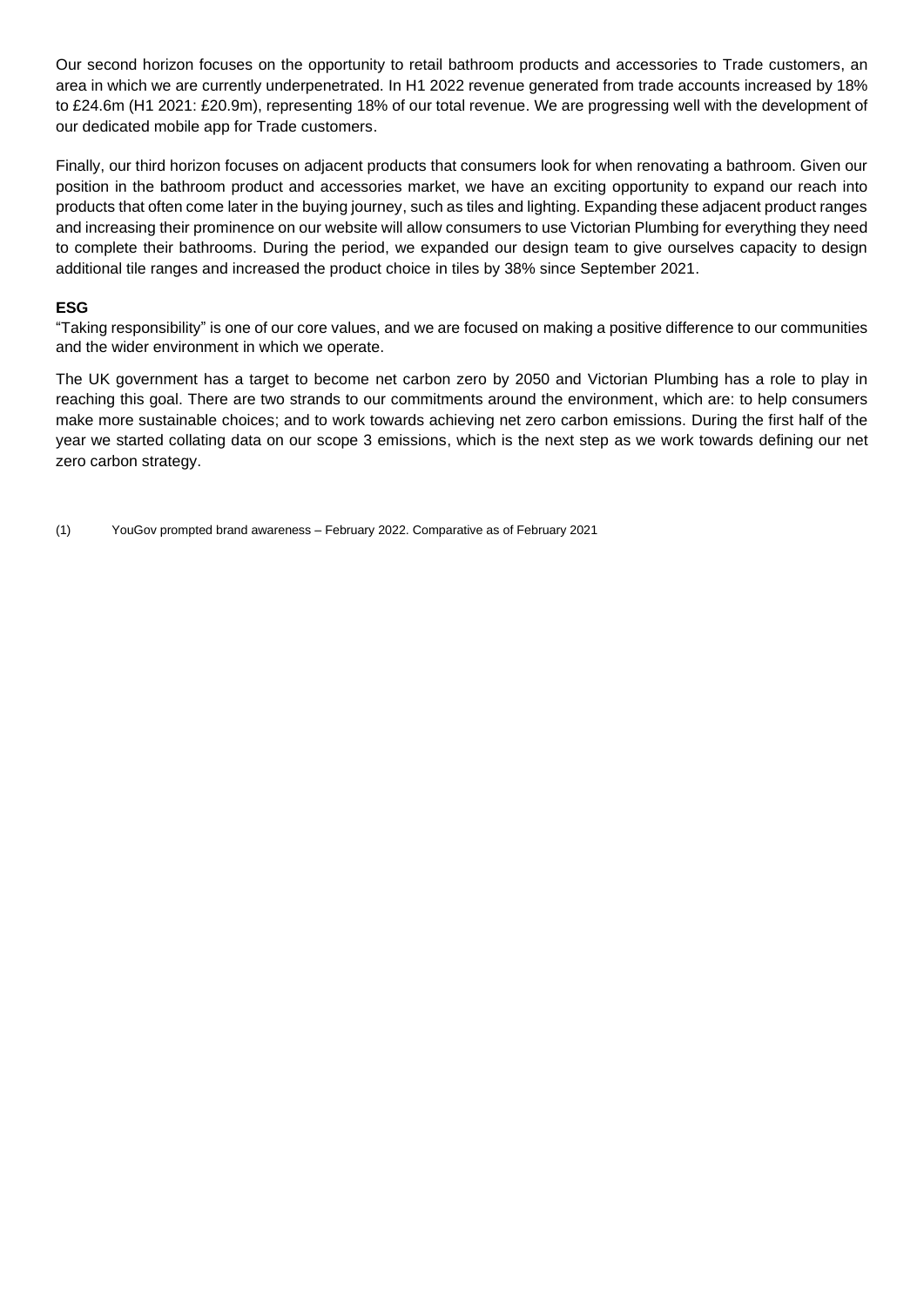Our second horizon focuses on the opportunity to retail bathroom products and accessories to Trade customers, an area in which we are currently underpenetrated. In H1 2022 revenue generated from trade accounts increased by 18% to £24.6m (H1 2021: £20.9m), representing 18% of our total revenue. We are progressing well with the development of our dedicated mobile app for Trade customers.

Finally, our third horizon focuses on adjacent products that consumers look for when renovating a bathroom. Given our position in the bathroom product and accessories market, we have an exciting opportunity to expand our reach into products that often come later in the buying journey, such as tiles and lighting. Expanding these adjacent product ranges and increasing their prominence on our website will allow consumers to use Victorian Plumbing for everything they need to complete their bathrooms. During the period, we expanded our design team to give ourselves capacity to design additional tile ranges and increased the product choice in tiles by 38% since September 2021.

**ESG**

"Taking responsibility" is one of our core values, and we are focused on making a positive difference to our communities and the wider environment in which we operate.

The UK government has a target to become net carbon zero by 2050 and Victorian Plumbing has a role to play in reaching this goal. There are two strands to our commitments around the environment, which are: to help consumers make more sustainable choices; and to work towards achieving net zero carbon emissions. During the first half of the year we started collating data on our scope 3 emissions, which is the next step as we work towards defining our net zero carbon strategy.

(1) YouGov prompted brand awareness – February 2022. Comparative as of February 2021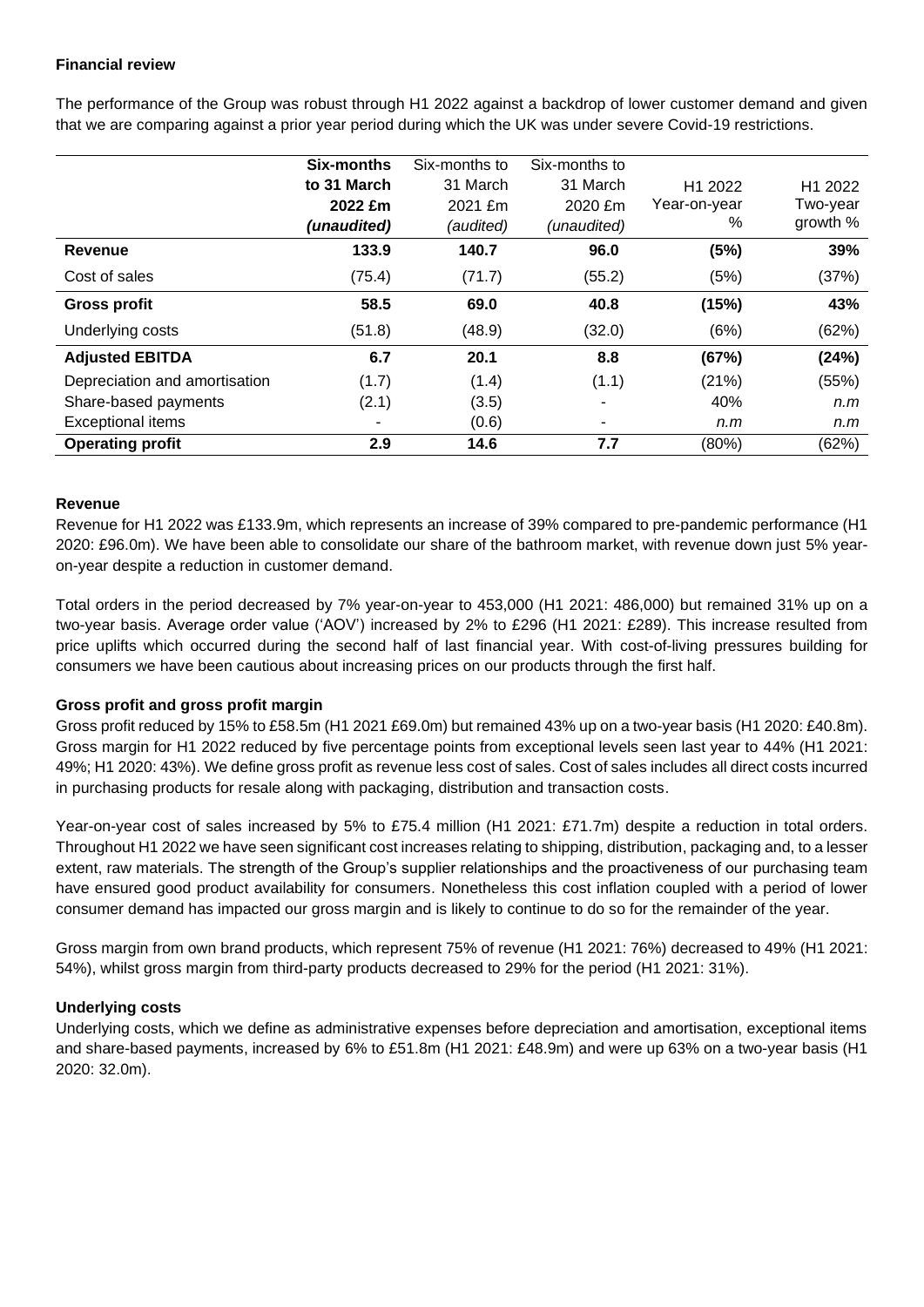**Financial review**

The performance of the Group was robust through H1 2022 against a backdrop of lower customer demand and given that we are comparing against a prior year period during which the UK was under severe Covid-19 restrictions.

| | **Six-months to 31 March 2022 £m *(unaudited)*** | Six-months to 31 March 2021 £m *(audited)* | Six-months to 31 March 2020 £m *(unaudited)* | H1 2022 Year-on-year % | H1 2022 Two-year growth % |
|---|---|---|---|---|---|
| **Revenue** | **133.9** | **140.7** | **96.0** | **(5%)** | **39%** |
| Cost of sales | (75.4) | (71.7) | (55.2) | (5%) | (37%) |
| **Gross profit** | **58.5** | **69.0** | **40.8** | **(15%)** | **43%** |
| Underlying costs | (51.8) | (48.9) | (32.0) | (6%) | (62%) |
| **Adjusted EBITDA** | **6.7** | **20.1** | **8.8** | **(67%)** | **(24%)** |
| Depreciation and amortisation | (1.7) | (1.4) | (1.1) | (21%) | (55%) |
| Share-based payments | (2.1) | (3.5) | - | 40% | *n.m* |
| Exceptional items | - | (0.6) | - | *n.m* | *n.m* |
| **Operating profit** | **2.9** | **14.6** | **7.7** | (80%) | (62%) |

**Revenue**

Revenue for H1 2022 was £133.9m, which represents an increase of 39% compared to pre-pandemic performance (H1 2020: £96.0m). We have been able to consolidate our share of the bathroom market, with revenue down just 5% year-on-year despite a reduction in customer demand.

Total orders in the period decreased by 7% year-on-year to 453,000 (H1 2021: 486,000) but remained 31% up on a two-year basis. Average order value ('AOV') increased by 2% to £296 (H1 2021: £289). This increase resulted from price uplifts which occurred during the second half of last financial year. With cost-of-living pressures building for consumers we have been cautious about increasing prices on our products through the first half.

**Gross profit and gross profit margin**

Gross profit reduced by 15% to £58.5m (H1 2021 £69.0m) but remained 43% up on a two-year basis (H1 2020: £40.8m). Gross margin for H1 2022 reduced by five percentage points from exceptional levels seen last year to 44% (H1 2021: 49%; H1 2020: 43%). We define gross profit as revenue less cost of sales. Cost of sales includes all direct costs incurred in purchasing products for resale along with packaging, distribution and transaction costs.

Year-on-year cost of sales increased by 5% to £75.4 million (H1 2021: £71.7m) despite a reduction in total orders. Throughout H1 2022 we have seen significant cost increases relating to shipping, distribution, packaging and, to a lesser extent, raw materials. The strength of the Group's supplier relationships and the proactiveness of our purchasing team have ensured good product availability for consumers. Nonetheless this cost inflation coupled with a period of lower consumer demand has impacted our gross margin and is likely to continue to do so for the remainder of the year.

Gross margin from own brand products, which represent 75% of revenue (H1 2021: 76%) decreased to 49% (H1 2021: 54%), whilst gross margin from third-party products decreased to 29% for the period (H1 2021: 31%).

**Underlying costs**

Underlying costs, which we define as administrative expenses before depreciation and amortisation, exceptional items and share-based payments, increased by 6% to £51.8m (H1 2021: £48.9m) and were up 63% on a two-year basis (H1 2020: 32.0m).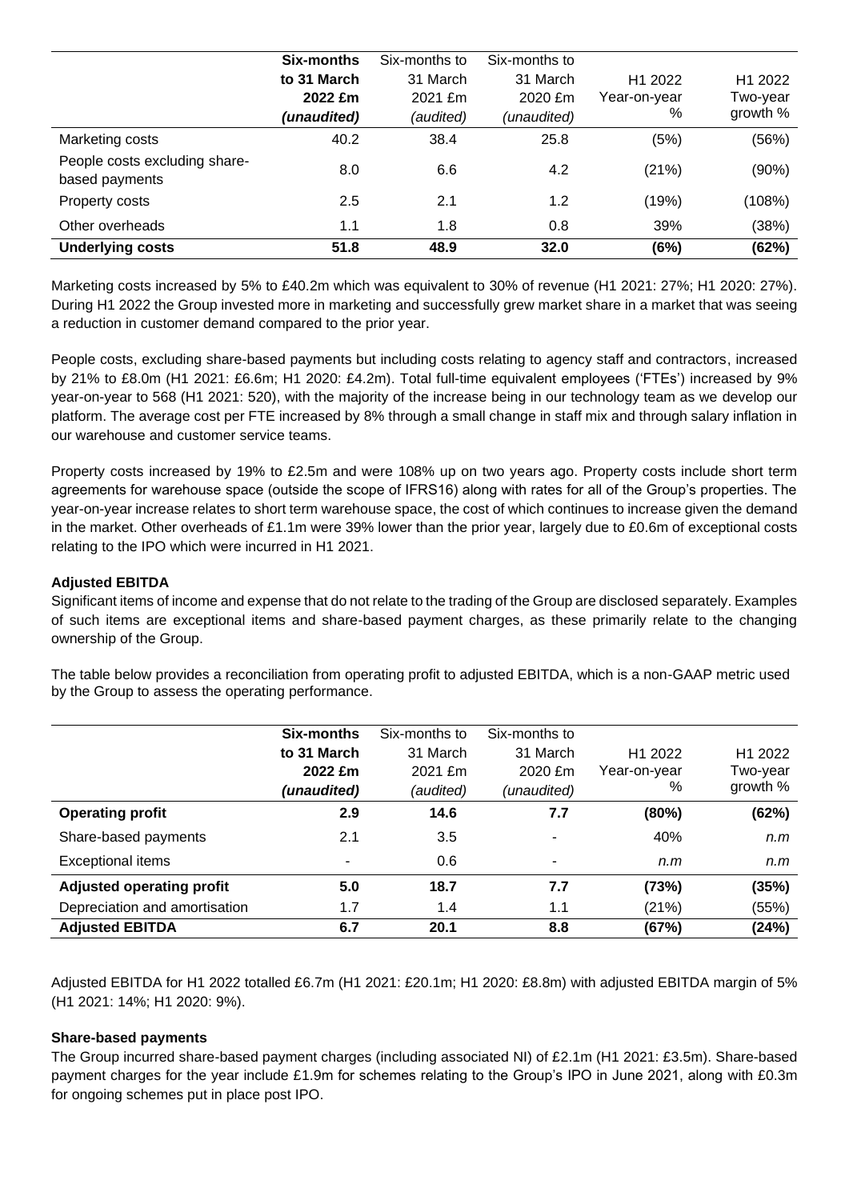| | **Six-months to 31 March 2022 £m (unaudited)** | Six-months to 31 March 2021 £m *(audited)* | Six-months to 31 March 2020 £m *(unaudited)* | H1 2022 Year-on-year % | H1 2022 Two-year growth % |
|---|---|---|---|---|---|
| Marketing costs | 40.2 | 38.4 | 25.8 | (5%) | (56%) |
| People costs excluding share-based payments | 8.0 | 6.6 | 4.2 | (21%) | (90%) |
| Property costs | 2.5 | 2.1 | 1.2 | (19%) | (108%) |
| Other overheads | 1.1 | 1.8 | 0.8 | 39% | (38%) |
| **Underlying costs** | **51.8** | **48.9** | **32.0** | **(6%)** | **(62%)** |

Marketing costs increased by 5% to £40.2m which was equivalent to 30% of revenue (H1 2021: 27%; H1 2020: 27%). During H1 2022 the Group invested more in marketing and successfully grew market share in a market that was seeing a reduction in customer demand compared to the prior year.

People costs, excluding share-based payments but including costs relating to agency staff and contractors, increased by 21% to £8.0m (H1 2021: £6.6m; H1 2020: £4.2m). Total full-time equivalent employees ('FTEs') increased by 9% year-on-year to 568 (H1 2021: 520), with the majority of the increase being in our technology team as we develop our platform. The average cost per FTE increased by 8% through a small change in staff mix and through salary inflation in our warehouse and customer service teams.

Property costs increased by 19% to £2.5m and were 108% up on two years ago. Property costs include short term agreements for warehouse space (outside the scope of IFRS16) along with rates for all of the Group's properties. The year-on-year increase relates to short term warehouse space, the cost of which continues to increase given the demand in the market. Other overheads of £1.1m were 39% lower than the prior year, largely due to £0.6m of exceptional costs relating to the IPO which were incurred in H1 2021.

**Adjusted EBITDA**

Significant items of income and expense that do not relate to the trading of the Group are disclosed separately. Examples of such items are exceptional items and share-based payment charges, as these primarily relate to the changing ownership of the Group.

The table below provides a reconciliation from operating profit to adjusted EBITDA, which is a non-GAAP metric used by the Group to assess the operating performance.

| | **Six-months to 31 March 2022 £m (unaudited)** | Six-months to 31 March 2021 £m *(audited)* | Six-months to 31 March 2020 £m *(unaudited)* | H1 2022 Year-on-year % | H1 2022 Two-year growth % |
|---|---|---|---|---|---|
| **Operating profit** | **2.9** | **14.6** | **7.7** | **(80%)** | **(62%)** |
| Share-based payments | 2.1 | 3.5 | - | 40% | *n.m* |
| Exceptional items | - | 0.6 | - | *n.m* | *n.m* |
| **Adjusted operating profit** | **5.0** | **18.7** | **7.7** | **(73%)** | **(35%)** |
| Depreciation and amortisation | 1.7 | 1.4 | 1.1 | (21%) | (55%) |
| **Adjusted EBITDA** | **6.7** | **20.1** | **8.8** | **(67%)** | **(24%)** |

Adjusted EBITDA for H1 2022 totalled £6.7m (H1 2021: £20.1m; H1 2020: £8.8m) with adjusted EBITDA margin of 5% (H1 2021: 14%; H1 2020: 9%).

**Share-based payments**

The Group incurred share-based payment charges (including associated NI) of £2.1m (H1 2021: £3.5m). Share-based payment charges for the year include £1.9m for schemes relating to the Group's IPO in June 2021, along with £0.3m for ongoing schemes put in place post IPO.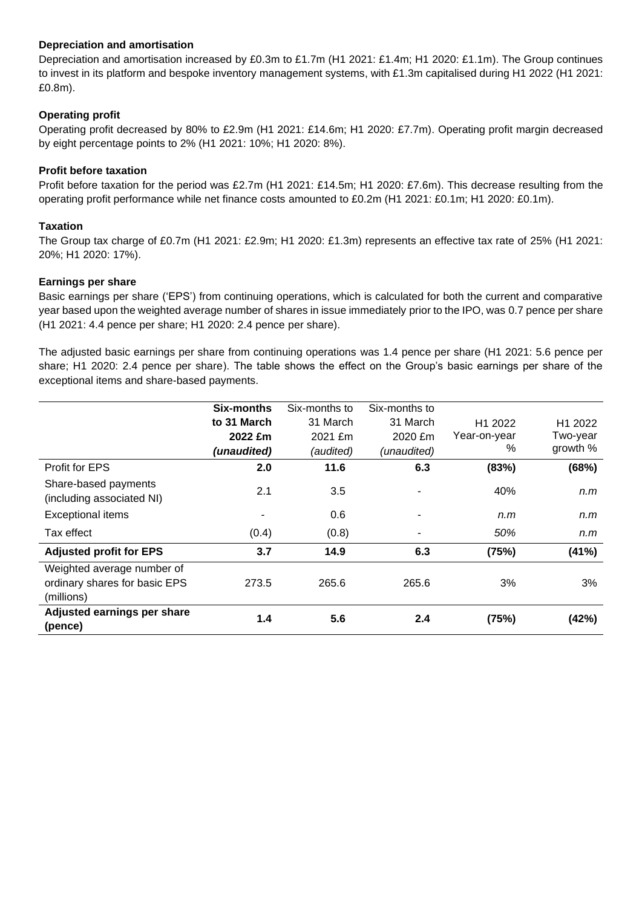**Depreciation and amortisation**

Depreciation and amortisation increased by £0.3m to £1.7m (H1 2021: £1.4m; H1 2020: £1.1m). The Group continues to invest in its platform and bespoke inventory management systems, with £1.3m capitalised during H1 2022 (H1 2021: £0.8m).

**Operating profit**

Operating profit decreased by 80% to £2.9m (H1 2021: £14.6m; H1 2020: £7.7m). Operating profit margin decreased by eight percentage points to 2% (H1 2021: 10%; H1 2020: 8%).

**Profit before taxation**

Profit before taxation for the period was £2.7m (H1 2021: £14.5m; H1 2020: £7.6m). This decrease resulting from the operating profit performance while net finance costs amounted to £0.2m (H1 2021: £0.1m; H1 2020: £0.1m).

**Taxation**

The Group tax charge of £0.7m (H1 2021: £2.9m; H1 2020: £1.3m) represents an effective tax rate of 25% (H1 2021: 20%; H1 2020: 17%).

**Earnings per share**

Basic earnings per share ('EPS') from continuing operations, which is calculated for both the current and comparative year based upon the weighted average number of shares in issue immediately prior to the IPO, was 0.7 pence per share (H1 2021: 4.4 pence per share; H1 2020: 2.4 pence per share).

The adjusted basic earnings per share from continuing operations was 1.4 pence per share (H1 2021: 5.6 pence per share; H1 2020: 2.4 pence per share). The table shows the effect on the Group's basic earnings per share of the exceptional items and share-based payments.

| | **Six-months to 31 March 2022 £m** ***(unaudited)*** | Six-months to 31 March 2021 £m *(audited)* | Six-months to 31 March 2020 £m *(unaudited)* | H1 2022 Year-on-year % | H1 2022 Two-year growth % |
|---|---|---|---|---|---|
| Profit for EPS | **2.0** | **11.6** | **6.3** | **(83%)** | **(68%)** |
| Share-based payments (including associated NI) | 2.1 | 3.5 | - | 40% | *n.m* |
| Exceptional items | - | 0.6 | - | *n.m* | *n.m* |
| Tax effect | (0.4) | (0.8) | - | *50%* | *n.m* |
| **Adjusted profit for EPS** | **3.7** | **14.9** | **6.3** | **(75%)** | **(41%)** |
| Weighted average number of ordinary shares for basic EPS (millions) | 273.5 | 265.6 | 265.6 | 3% | 3% |
| **Adjusted earnings per share (pence)** | **1.4** | **5.6** | **2.4** | **(75%)** | **(42%)** |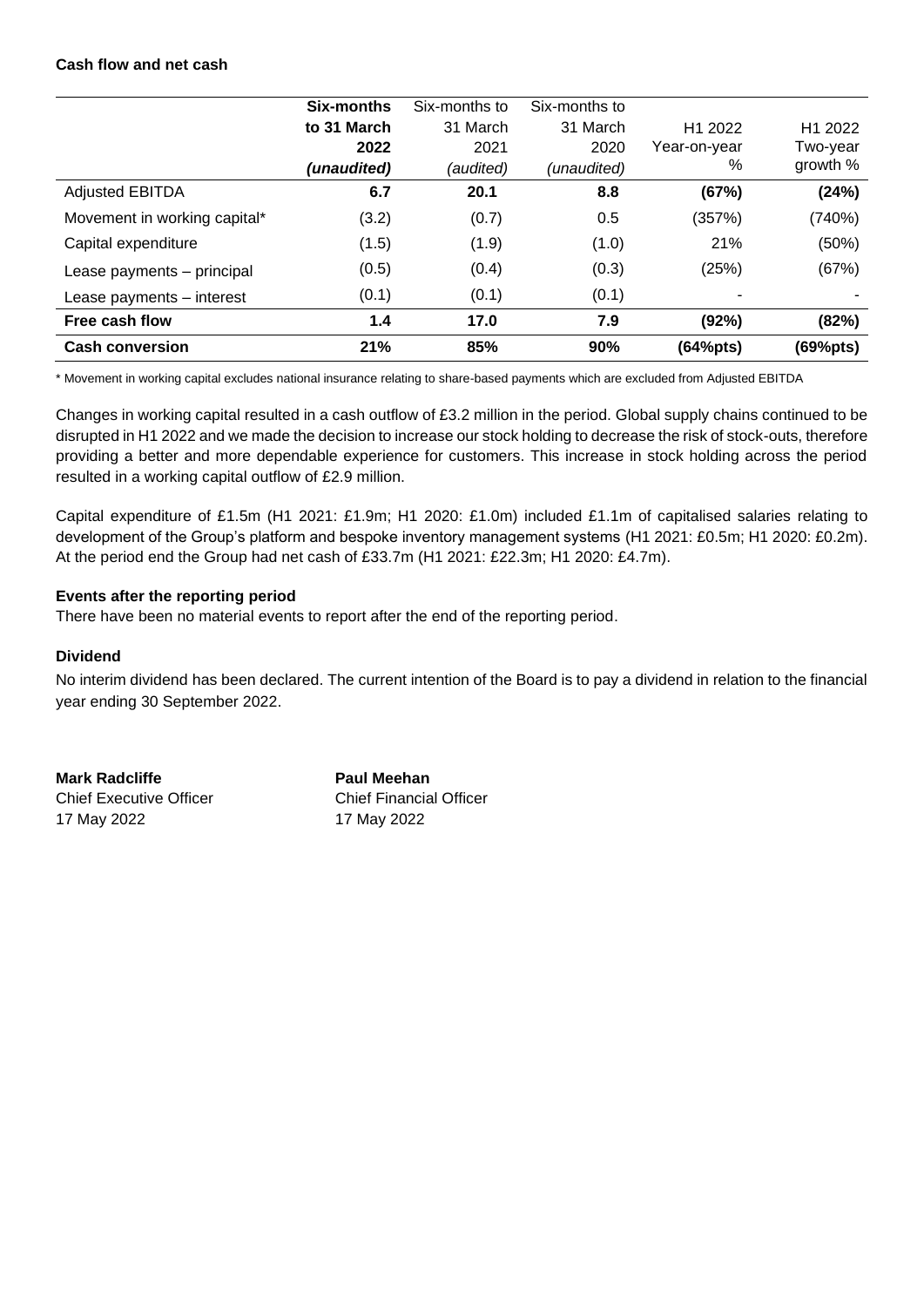**Cash flow and net cash**

| | **Six-months to 31 March 2022 *(unaudited)*** | Six-months to 31 March 2021 *(audited)* | Six-months to 31 March 2020 *(unaudited)* | H1 2022 Year-on-year % | H1 2022 Two-year growth % |
|---|---|---|---|---|---|
| Adjusted EBITDA | **6.7** | **20.1** | **8.8** | **(67%)** | **(24%)** |
| Movement in working capital* | (3.2) | (0.7) | 0.5 | (357%) | (740%) |
| Capital expenditure | (1.5) | (1.9) | (1.0) | 21% | (50%) |
| Lease payments – principal | (0.5) | (0.4) | (0.3) | (25%) | (67%) |
| Lease payments – interest | (0.1) | (0.1) | (0.1) | - | - |
| **Free cash flow** | **1.4** | **17.0** | **7.9** | **(92%)** | **(82%)** |
| **Cash conversion** | **21%** | **85%** | **90%** | **(64%pts)** | **(69%pts)** |

\* Movement in working capital excludes national insurance relating to share-based payments which are excluded from Adjusted EBITDA

Changes in working capital resulted in a cash outflow of £3.2 million in the period. Global supply chains continued to be disrupted in H1 2022 and we made the decision to increase our stock holding to decrease the risk of stock-outs, therefore providing a better and more dependable experience for customers. This increase in stock holding across the period resulted in a working capital outflow of £2.9 million.

Capital expenditure of £1.5m (H1 2021: £1.9m; H1 2020: £1.0m) included £1.1m of capitalised salaries relating to development of the Group's platform and bespoke inventory management systems (H1 2021: £0.5m; H1 2020: £0.2m). At the period end the Group had net cash of £33.7m (H1 2021: £22.3m; H1 2020: £4.7m).

**Events after the reporting period**

There have been no material events to report after the end of the reporting period.

**Dividend**

No interim dividend has been declared. The current intention of the Board is to pay a dividend in relation to the financial year ending 30 September 2022.

**Mark Radcliffe**
Chief Executive Officer
17 May 2022

**Paul Meehan**
Chief Financial Officer
17 May 2022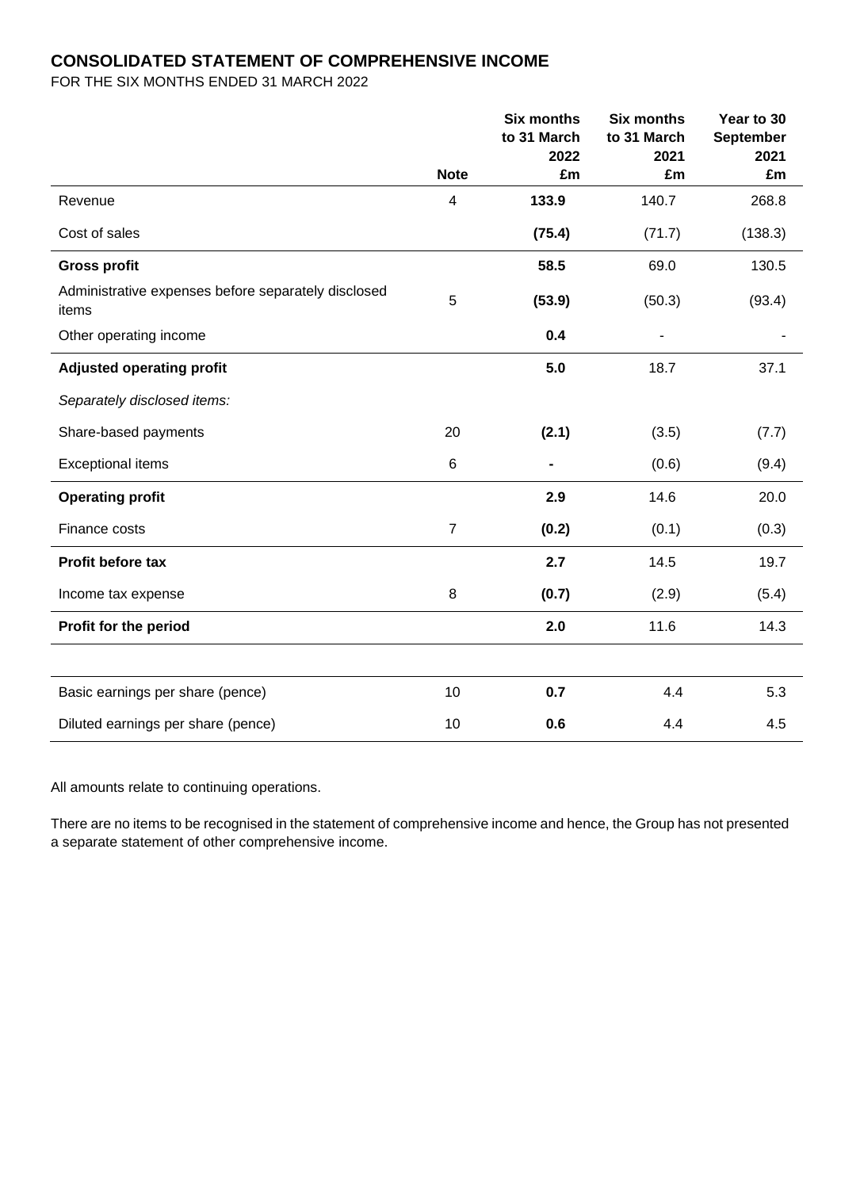## CONSOLIDATED STATEMENT OF COMPREHENSIVE INCOME

FOR THE SIX MONTHS ENDED 31 MARCH 2022

| | Note | Six months to 31 March 2022 £m | Six months to 31 March 2021 £m | Year to 30 September 2021 £m |
|---|---|---|---|---|
| Revenue | 4 | **133.9** | 140.7 | 268.8 |
| Cost of sales | | **(75.4)** | (71.7) | (138.3) |
| **Gross profit** | | **58.5** | 69.0 | 130.5 |
| Administrative expenses before separately disclosed items | 5 | **(53.9)** | (50.3) | (93.4) |
| Other operating income | | **0.4** | - | - |
| **Adjusted operating profit** | | **5.0** | 18.7 | 37.1 |
| *Separately disclosed items:* | | | | |
| Share-based payments | 20 | **(2.1)** | (3.5) | (7.7) |
| Exceptional items | 6 | **-** | (0.6) | (9.4) |
| **Operating profit** | | **2.9** | 14.6 | 20.0 |
| Finance costs | 7 | **(0.2)** | (0.1) | (0.3) |
| **Profit before tax** | | **2.7** | 14.5 | 19.7 |
| Income tax expense | 8 | **(0.7)** | (2.9) | (5.4) |
| **Profit for the period** | | **2.0** | 11.6 | 14.3 |
| | | | | |
| Basic earnings per share (pence) | 10 | **0.7** | 4.4 | 5.3 |
| Diluted earnings per share (pence) | 10 | **0.6** | 4.4 | 4.5 |

All amounts relate to continuing operations.

There are no items to be recognised in the statement of comprehensive income and hence, the Group has not presented a separate statement of other comprehensive income.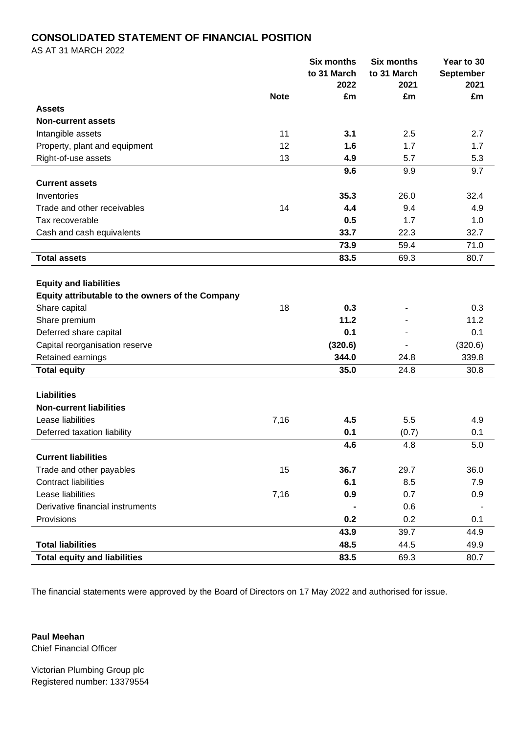## CONSOLIDATED STATEMENT OF FINANCIAL POSITION

AS AT 31 MARCH 2022

| | Note | Six months to 31 March 2022 £m | Six months to 31 March 2021 £m | Year to 30 September 2021 £m |
|---|---|---|---|---|
| **Assets** | | | | |
| **Non-current assets** | | | | |
| Intangible assets | 11 | **3.1** | 2.5 | 2.7 |
| Property, plant and equipment | 12 | **1.6** | 1.7 | 1.7 |
| Right-of-use assets | 13 | **4.9** | 5.7 | 5.3 |
| | | **9.6** | 9.9 | 9.7 |
| **Current assets** | | | | |
| Inventories | | **35.3** | 26.0 | 32.4 |
| Trade and other receivables | 14 | **4.4** | 9.4 | 4.9 |
| Tax recoverable | | **0.5** | 1.7 | 1.0 |
| Cash and cash equivalents | | **33.7** | 22.3 | 32.7 |
| | | **73.9** | 59.4 | 71.0 |
| **Total assets** | | **83.5** | 69.3 | 80.7 |
| | | | | |
| **Equity and liabilities** | | | | |
| **Equity attributable to the owners of the Company** | | | | |
| Share capital | 18 | **0.3** | - | 0.3 |
| Share premium | | **11.2** | - | 11.2 |
| Deferred share capital | | **0.1** | - | 0.1 |
| Capital reorganisation reserve | | **(320.6)** | - | (320.6) |
| Retained earnings | | **344.0** | 24.8 | 339.8 |
| **Total equity** | | **35.0** | 24.8 | 30.8 |
| | | | | |
| **Liabilities** | | | | |
| **Non-current liabilities** | | | | |
| Lease liabilities | 7,16 | **4.5** | 5.5 | 4.9 |
| Deferred taxation liability | | **0.1** | (0.7) | 0.1 |
| | | **4.6** | 4.8 | 5.0 |
| **Current liabilities** | | | | |
| Trade and other payables | 15 | **36.7** | 29.7 | 36.0 |
| Contract liabilities | | **6.1** | 8.5 | 7.9 |
| Lease liabilities | 7,16 | **0.9** | 0.7 | 0.9 |
| Derivative financial instruments | | **-** | 0.6 | - |
| Provisions | | **0.2** | 0.2 | 0.1 |
| | | **43.9** | 39.7 | 44.9 |
| **Total liabilities** | | **48.5** | 44.5 | 49.9 |
| **Total equity and liabilities** | | **83.5** | 69.3 | 80.7 |

The financial statements were approved by the Board of Directors on 17 May 2022 and authorised for issue.

**Paul Meehan**
Chief Financial Officer

Victorian Plumbing Group plc
Registered number: 13379554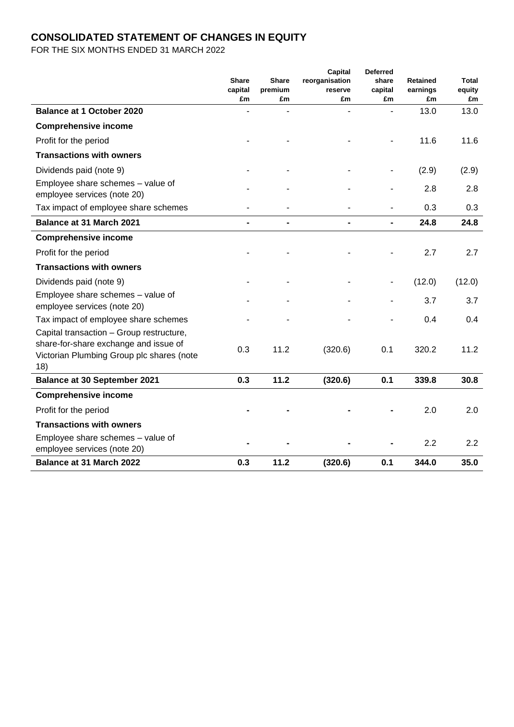# CONSOLIDATED STATEMENT OF CHANGES IN EQUITY

FOR THE SIX MONTHS ENDED 31 MARCH 2022

| | Share capital £m | Share premium £m | Capital reorganisation reserve £m | Deferred share capital £m | Retained earnings £m | Total equity £m |
|---|---|---|---|---|---|---|
| **Balance at 1 October 2020** | - | - | - | - | 13.0 | 13.0 |
| **Comprehensive income** | | | | | | |
| Profit for the period | - | - | - | - | 11.6 | 11.6 |
| **Transactions with owners** | | | | | | |
| Dividends paid (note 9) | - | - | - | - | (2.9) | (2.9) |
| Employee share schemes – value of employee services (note 20) | - | - | - | - | 2.8 | 2.8 |
| Tax impact of employee share schemes | - | - | - | - | 0.3 | 0.3 |
| **Balance at 31 March 2021** | **-** | **-** | **-** | **-** | **24.8** | **24.8** |
| **Comprehensive income** | | | | | | |
| Profit for the period | - | - | - | - | 2.7 | 2.7 |
| **Transactions with owners** | | | | | | |
| Dividends paid (note 9) | - | - | - | - | (12.0) | (12.0) |
| Employee share schemes – value of employee services (note 20) | - | - | - | - | 3.7 | 3.7 |
| Tax impact of employee share schemes | - | - | - | - | 0.4 | 0.4 |
| Capital transaction – Group restructure, share-for-share exchange and issue of Victorian Plumbing Group plc shares (note 18) | 0.3 | 11.2 | (320.6) | 0.1 | 320.2 | 11.2 |
| **Balance at 30 September 2021** | **0.3** | **11.2** | **(320.6)** | **0.1** | **339.8** | **30.8** |
| **Comprehensive income** | | | | | | |
| Profit for the period | **-** | **-** | **-** | **-** | 2.0 | 2.0 |
| **Transactions with owners** | | | | | | |
| Employee share schemes – value of employee services (note 20) | **-** | **-** | **-** | **-** | 2.2 | 2.2 |
| **Balance at 31 March 2022** | **0.3** | **11.2** | **(320.6)** | **0.1** | **344.0** | **35.0** |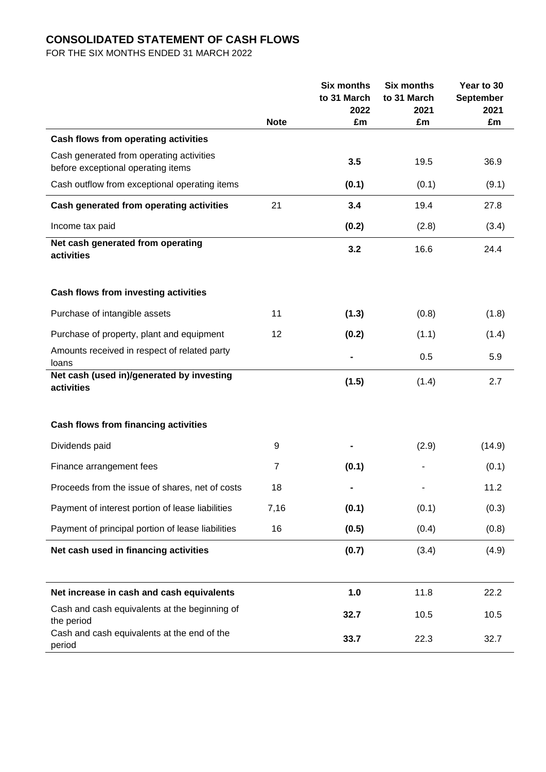# CONSOLIDATED STATEMENT OF CASH FLOWS

FOR THE SIX MONTHS ENDED 31 MARCH 2022

| | Note | Six months to 31 March 2022 £m | Six months to 31 March 2021 £m | Year to 30 September 2021 £m |
|---|---|---|---|---|
| **Cash flows from operating activities** | | | | |
| Cash generated from operating activities before exceptional operating items | | **3.5** | 19.5 | 36.9 |
| Cash outflow from exceptional operating items | | **(0.1)** | (0.1) | (9.1) |
| **Cash generated from operating activities** | 21 | **3.4** | 19.4 | 27.8 |
| Income tax paid | | **(0.2)** | (2.8) | (3.4) |
| **Net cash generated from operating activities** | | **3.2** | 16.6 | 24.4 |
| | | | | |
| **Cash flows from investing activities** | | | | |
| Purchase of intangible assets | 11 | **(1.3)** | (0.8) | (1.8) |
| Purchase of property, plant and equipment | 12 | **(0.2)** | (1.1) | (1.4) |
| Amounts received in respect of related party loans | | **-** | 0.5 | 5.9 |
| **Net cash (used in)/generated by investing activities** | | **(1.5)** | (1.4) | 2.7 |
| | | | | |
| **Cash flows from financing activities** | | | | |
| Dividends paid | 9 | **-** | (2.9) | (14.9) |
| Finance arrangement fees | 7 | **(0.1)** | - | (0.1) |
| Proceeds from the issue of shares, net of costs | 18 | **-** | - | 11.2 |
| Payment of interest portion of lease liabilities | 7,16 | **(0.1)** | (0.1) | (0.3) |
| Payment of principal portion of lease liabilities | 16 | **(0.5)** | (0.4) | (0.8) |
| **Net cash used in financing activities** | | **(0.7)** | (3.4) | (4.9) |
| | | | | |
| **Net increase in cash and cash equivalents** | | **1.0** | 11.8 | 22.2 |
| Cash and cash equivalents at the beginning of the period | | **32.7** | 10.5 | 10.5 |
| Cash and cash equivalents at the end of the period | | **33.7** | 22.3 | 32.7 |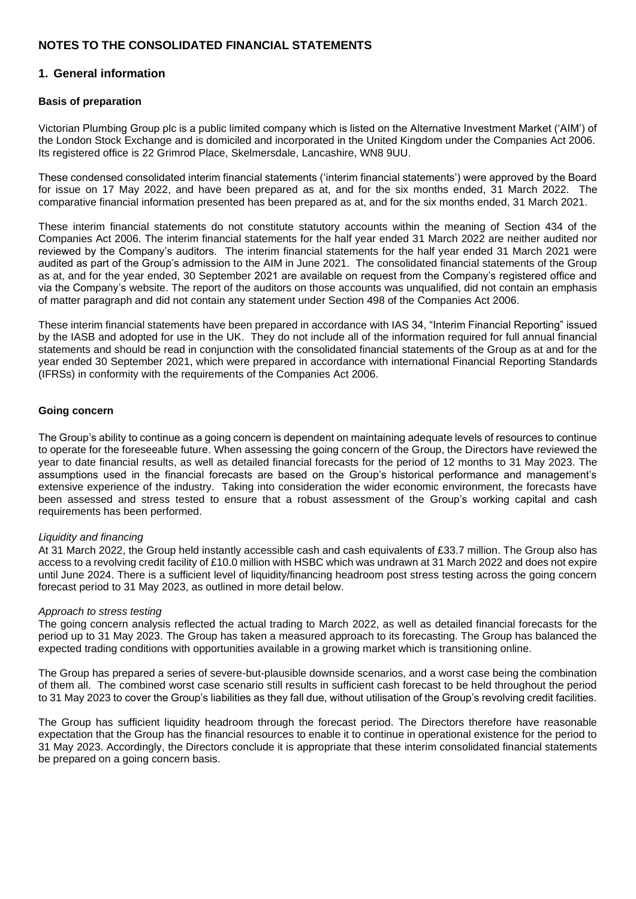# NOTES TO THE CONSOLIDATED FINANCIAL STATEMENTS

## 1. General information

### Basis of preparation

Victorian Plumbing Group plc is a public limited company which is listed on the Alternative Investment Market ('AIM') of the London Stock Exchange and is domiciled and incorporated in the United Kingdom under the Companies Act 2006. Its registered office is 22 Grimrod Place, Skelmersdale, Lancashire, WN8 9UU.

These condensed consolidated interim financial statements ('interim financial statements') were approved by the Board for issue on 17 May 2022, and have been prepared as at, and for the six months ended, 31 March 2022. The comparative financial information presented has been prepared as at, and for the six months ended, 31 March 2021.

These interim financial statements do not constitute statutory accounts within the meaning of Section 434 of the Companies Act 2006. The interim financial statements for the half year ended 31 March 2022 are neither audited nor reviewed by the Company's auditors. The interim financial statements for the half year ended 31 March 2021 were audited as part of the Group's admission to the AIM in June 2021. The consolidated financial statements of the Group as at, and for the year ended, 30 September 2021 are available on request from the Company's registered office and via the Company's website. The report of the auditors on those accounts was unqualified, did not contain an emphasis of matter paragraph and did not contain any statement under Section 498 of the Companies Act 2006.

These interim financial statements have been prepared in accordance with IAS 34, "Interim Financial Reporting" issued by the IASB and adopted for use in the UK. They do not include all of the information required for full annual financial statements and should be read in conjunction with the consolidated financial statements of the Group as at and for the year ended 30 September 2021, which were prepared in accordance with international Financial Reporting Standards (IFRSs) in conformity with the requirements of the Companies Act 2006.

### Going concern

The Group's ability to continue as a going concern is dependent on maintaining adequate levels of resources to continue to operate for the foreseeable future. When assessing the going concern of the Group, the Directors have reviewed the year to date financial results, as well as detailed financial forecasts for the period of 12 months to 31 May 2023. The assumptions used in the financial forecasts are based on the Group's historical performance and management's extensive experience of the industry. Taking into consideration the wider economic environment, the forecasts have been assessed and stress tested to ensure that a robust assessment of the Group's working capital and cash requirements has been performed.

*Liquidity and financing*

At 31 March 2022, the Group held instantly accessible cash and cash equivalents of £33.7 million. The Group also has access to a revolving credit facility of £10.0 million with HSBC which was undrawn at 31 March 2022 and does not expire until June 2024. There is a sufficient level of liquidity/financing headroom post stress testing across the going concern forecast period to 31 May 2023, as outlined in more detail below.

*Approach to stress testing*

The going concern analysis reflected the actual trading to March 2022, as well as detailed financial forecasts for the period up to 31 May 2023. The Group has taken a measured approach to its forecasting. The Group has balanced the expected trading conditions with opportunities available in a growing market which is transitioning online.

The Group has prepared a series of severe-but-plausible downside scenarios, and a worst case being the combination of them all. The combined worst case scenario still results in sufficient cash forecast to be held throughout the period to 31 May 2023 to cover the Group's liabilities as they fall due, without utilisation of the Group's revolving credit facilities.

The Group has sufficient liquidity headroom through the forecast period. The Directors therefore have reasonable expectation that the Group has the financial resources to enable it to continue in operational existence for the period to 31 May 2023. Accordingly, the Directors conclude it is appropriate that these interim consolidated financial statements be prepared on a going concern basis.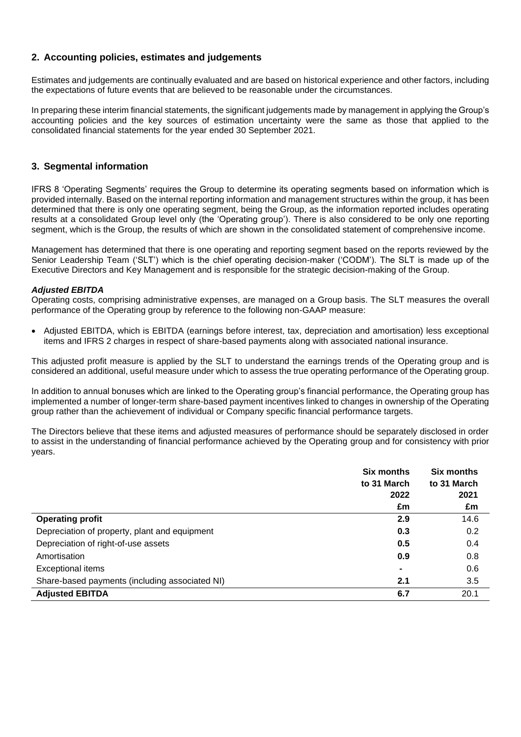## 2. Accounting policies, estimates and judgements

Estimates and judgements are continually evaluated and are based on historical experience and other factors, including the expectations of future events that are believed to be reasonable under the circumstances.

In preparing these interim financial statements, the significant judgements made by management in applying the Group's accounting policies and the key sources of estimation uncertainty were the same as those that applied to the consolidated financial statements for the year ended 30 September 2021.

## 3. Segmental information

IFRS 8 'Operating Segments' requires the Group to determine its operating segments based on information which is provided internally. Based on the internal reporting information and management structures within the group, it has been determined that there is only one operating segment, being the Group, as the information reported includes operating results at a consolidated Group level only (the 'Operating group'). There is also considered to be only one reporting segment, which is the Group, the results of which are shown in the consolidated statement of comprehensive income.

Management has determined that there is one operating and reporting segment based on the reports reviewed by the Senior Leadership Team ('SLT') which is the chief operating decision-maker ('CODM'). The SLT is made up of the Executive Directors and Key Management and is responsible for the strategic decision-making of the Group.

***Adjusted EBITDA***

Operating costs, comprising administrative expenses, are managed on a Group basis. The SLT measures the overall performance of the Operating group by reference to the following non-GAAP measure:

- Adjusted EBITDA, which is EBITDA (earnings before interest, tax, depreciation and amortisation) less exceptional items and IFRS 2 charges in respect of share-based payments along with associated national insurance.

This adjusted profit measure is applied by the SLT to understand the earnings trends of the Operating group and is considered an additional, useful measure under which to assess the true operating performance of the Operating group.

In addition to annual bonuses which are linked to the Operating group's financial performance, the Operating group has implemented a number of longer-term share-based payment incentives linked to changes in ownership of the Operating group rather than the achievement of individual or Company specific financial performance targets.

The Directors believe that these items and adjusted measures of performance should be separately disclosed in order to assist in the understanding of financial performance achieved by the Operating group and for consistency with prior years.

| | Six months to 31 March 2022 £m | Six months to 31 March 2021 £m |
|---|---|---|
| **Operating profit** | **2.9** | 14.6 |
| Depreciation of property, plant and equipment | **0.3** | 0.2 |
| Depreciation of right-of-use assets | **0.5** | 0.4 |
| Amortisation | **0.9** | 0.8 |
| Exceptional items | **-** | 0.6 |
| Share-based payments (including associated NI) | **2.1** | 3.5 |
| **Adjusted EBITDA** | **6.7** | 20.1 |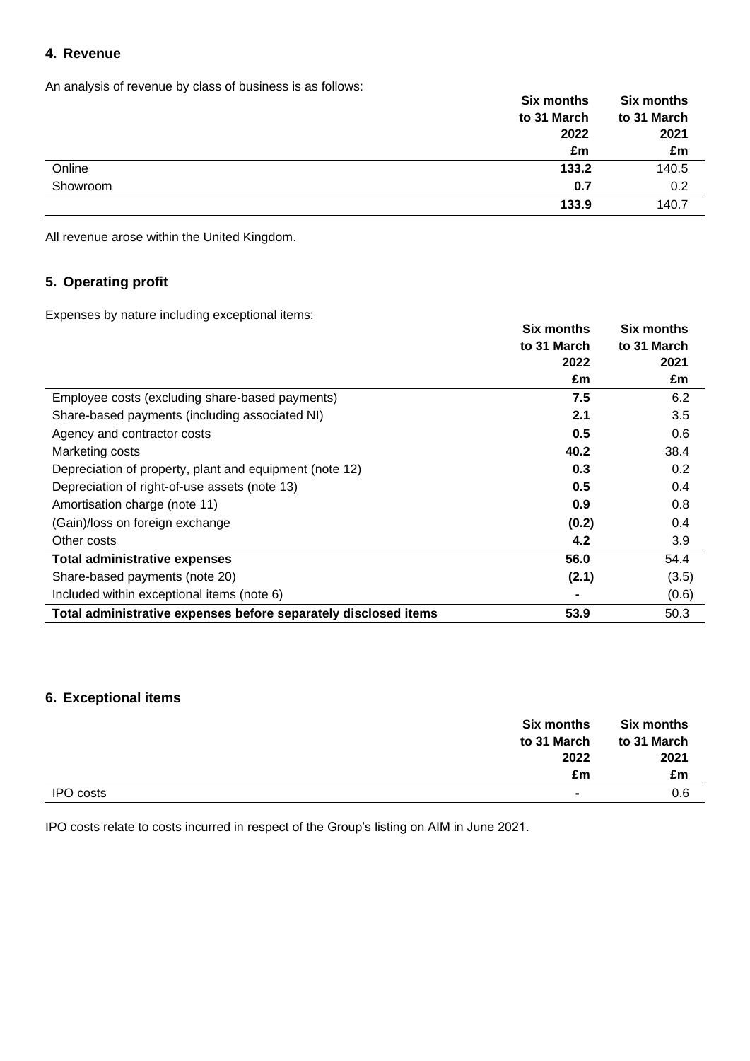## 4. Revenue

An analysis of revenue by class of business is as follows:

| | Six months to 31 March 2022 £m | Six months to 31 March 2021 £m |
|---|---|---|
| Online | **133.2** | 140.5 |
| Showroom | **0.7** | 0.2 |
| | **133.9** | 140.7 |

All revenue arose within the United Kingdom.

## 5. Operating profit

Expenses by nature including exceptional items:

| | Six months to 31 March 2022 £m | Six months to 31 March 2021 £m |
|---|---|---|
| Employee costs (excluding share-based payments) | **7.5** | 6.2 |
| Share-based payments (including associated NI) | **2.1** | 3.5 |
| Agency and contractor costs | **0.5** | 0.6 |
| Marketing costs | **40.2** | 38.4 |
| Depreciation of property, plant and equipment (note 12) | **0.3** | 0.2 |
| Depreciation of right-of-use assets (note 13) | **0.5** | 0.4 |
| Amortisation charge (note 11) | **0.9** | 0.8 |
| (Gain)/loss on foreign exchange | **(0.2)** | 0.4 |
| Other costs | **4.2** | 3.9 |
| **Total administrative expenses** | **56.0** | 54.4 |
| Share-based payments (note 20) | **(2.1)** | (3.5) |
| Included within exceptional items (note 6) | **-** | (0.6) |
| **Total administrative expenses before separately disclosed items** | **53.9** | 50.3 |

## 6. Exceptional items

| | Six months to 31 March 2022 £m | Six months to 31 March 2021 £m |
|---|---|---|
| IPO costs | **-** | 0.6 |

IPO costs relate to costs incurred in respect of the Group's listing on AIM in June 2021.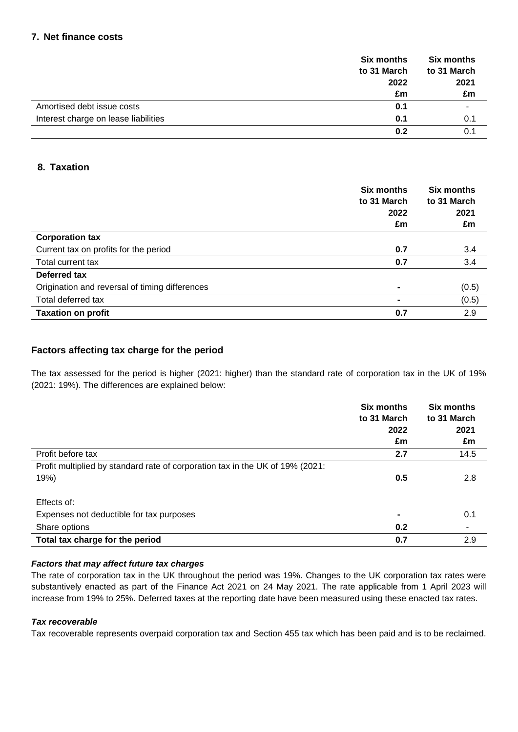## 7. Net finance costs

| | Six months to 31 March 2022 £m | Six months to 31 March 2021 £m |
|---|---|---|
| Amortised debt issue costs | **0.1** | - |
| Interest charge on lease liabilities | **0.1** | 0.1 |
| | **0.2** | 0.1 |

## 8. Taxation

| | Six months to 31 March 2022 £m | Six months to 31 March 2021 £m |
|---|---|---|
| **Corporation tax** | | |
| Current tax on profits for the period | **0.7** | 3.4 |
| Total current tax | **0.7** | 3.4 |
| **Deferred tax** | | |
| Origination and reversal of timing differences | **-** | (0.5) |
| Total deferred tax | **-** | (0.5) |
| **Taxation on profit** | **0.7** | 2.9 |

### Factors affecting tax charge for the period

The tax assessed for the period is higher (2021: higher) than the standard rate of corporation tax in the UK of 19% (2021: 19%). The differences are explained below:

| | Six months to 31 March 2022 £m | Six months to 31 March 2021 £m |
|---|---|---|
| Profit before tax | **2.7** | 14.5 |
| Profit multiplied by standard rate of corporation tax in the UK of 19% (2021: 19%) | **0.5** | 2.8 |
| Effects of: | | |
| Expenses not deductible for tax purposes | **-** | 0.1 |
| Share options | **0.2** | - |
| **Total tax charge for the period** | **0.7** | 2.9 |

#### *Factors that may affect future tax charges*

The rate of corporation tax in the UK throughout the period was 19%. Changes to the UK corporation tax rates were substantively enacted as part of the Finance Act 2021 on 24 May 2021. The rate applicable from 1 April 2023 will increase from 19% to 25%. Deferred taxes at the reporting date have been measured using these enacted tax rates.

#### *Tax recoverable*

Tax recoverable represents overpaid corporation tax and Section 455 tax which has been paid and is to be reclaimed.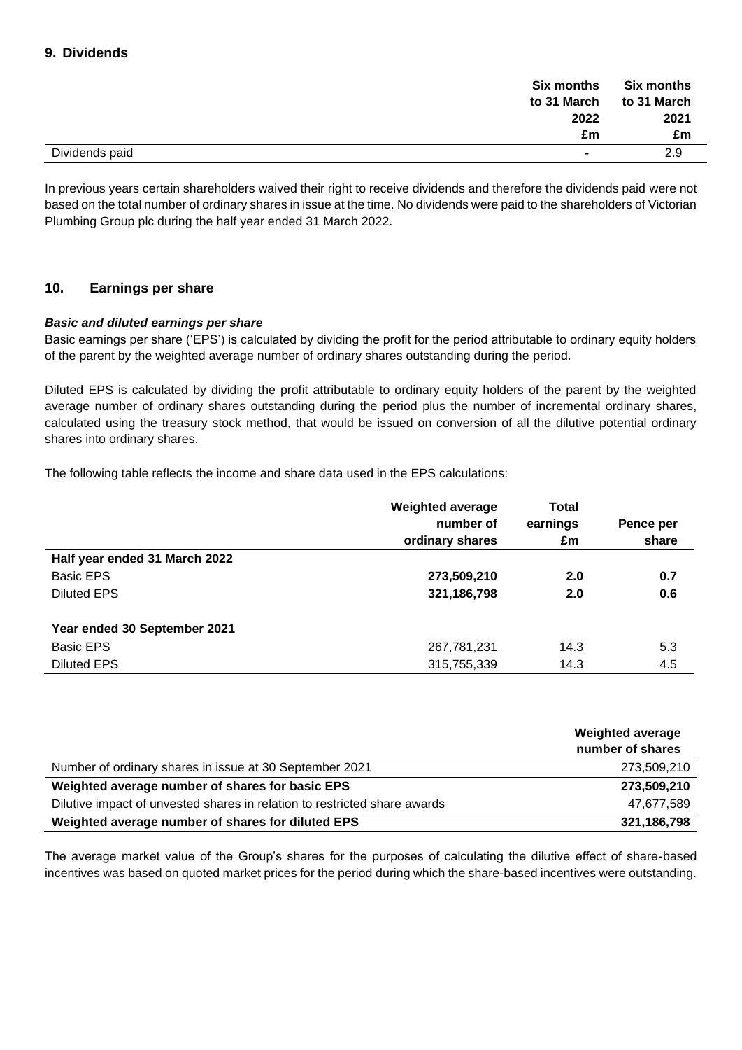## 9. Dividends

| | Six months to 31 March 2022 £m | Six months to 31 March 2021 £m |
|---|---|---|
| Dividends paid | - | 2.9 |

In previous years certain shareholders waived their right to receive dividends and therefore the dividends paid were not based on the total number of ordinary shares in issue at the time. No dividends were paid to the shareholders of Victorian Plumbing Group plc during the half year ended 31 March 2022.

## 10. Earnings per share

***Basic and diluted earnings per share***

Basic earnings per share ('EPS') is calculated by dividing the profit for the period attributable to ordinary equity holders of the parent by the weighted average number of ordinary shares outstanding during the period.

Diluted EPS is calculated by dividing the profit attributable to ordinary equity holders of the parent by the weighted average number of ordinary shares outstanding during the period plus the number of incremental ordinary shares, calculated using the treasury stock method, that would be issued on conversion of all the dilutive potential ordinary shares into ordinary shares.

The following table reflects the income and share data used in the EPS calculations:

| | Weighted average number of ordinary shares | Total earnings £m | Pence per share |
|---|---|---|---|
| **Half year ended 31 March 2022** | | | |
| Basic EPS | **273,509,210** | **2.0** | **0.7** |
| Diluted EPS | **321,186,798** | **2.0** | **0.6** |
| **Year ended 30 September 2021** | | | |
| Basic EPS | 267,781,231 | 14.3 | 5.3 |
| Diluted EPS | 315,755,339 | 14.3 | 4.5 |

| | Weighted average number of shares |
|---|---|
| Number of ordinary shares in issue at 30 September 2021 | 273,509,210 |
| **Weighted average number of shares for basic EPS** | **273,509,210** |
| Dilutive impact of unvested shares in relation to restricted share awards | 47,677,589 |
| **Weighted average number of shares for diluted EPS** | **321,186,798** |

The average market value of the Group's shares for the purposes of calculating the dilutive effect of share-based incentives was based on quoted market prices for the period during which the share-based incentives were outstanding.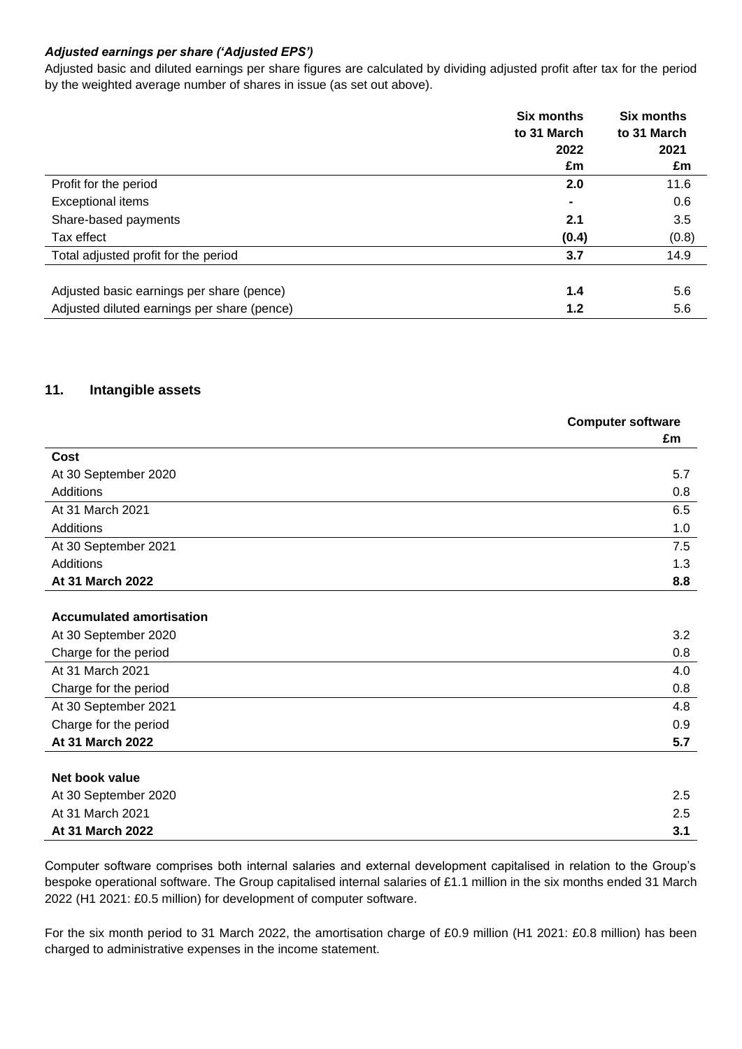***Adjusted earnings per share ('Adjusted EPS')***

Adjusted basic and diluted earnings per share figures are calculated by dividing adjusted profit after tax for the period by the weighted average number of shares in issue (as set out above).

| | **Six months to 31 March 2022 £m** | **Six months to 31 March 2021 £m** |
|---|---|---|
| Profit for the period | **2.0** | 11.6 |
| Exceptional items | **-** | 0.6 |
| Share-based payments | **2.1** | 3.5 |
| Tax effect | **(0.4)** | (0.8) |
| Total adjusted profit for the period | **3.7** | 14.9 |
| | | |
| Adjusted basic earnings per share (pence) | **1.4** | 5.6 |
| Adjusted diluted earnings per share (pence) | **1.2** | 5.6 |

## 11. Intangible assets

| | **Computer software £m** |
|---|---|
| **Cost** | |
| At 30 September 2020 | 5.7 |
| Additions | 0.8 |
| At 31 March 2021 | 6.5 |
| Additions | 1.0 |
| At 30 September 2021 | 7.5 |
| Additions | 1.3 |
| **At 31 March 2022** | **8.8** |
| | |
| **Accumulated amortisation** | |
| At 30 September 2020 | 3.2 |
| Charge for the period | 0.8 |
| At 31 March 2021 | 4.0 |
| Charge for the period | 0.8 |
| At 30 September 2021 | 4.8 |
| Charge for the period | 0.9 |
| **At 31 March 2022** | **5.7** |
| | |
| **Net book value** | |
| At 30 September 2020 | 2.5 |
| At 31 March 2021 | 2.5 |
| **At 31 March 2022** | **3.1** |

Computer software comprises both internal salaries and external development capitalised in relation to the Group's bespoke operational software. The Group capitalised internal salaries of £1.1 million in the six months ended 31 March 2022 (H1 2021: £0.5 million) for development of computer software.

For the six month period to 31 March 2022, the amortisation charge of £0.9 million (H1 2021: £0.8 million) has been charged to administrative expenses in the income statement.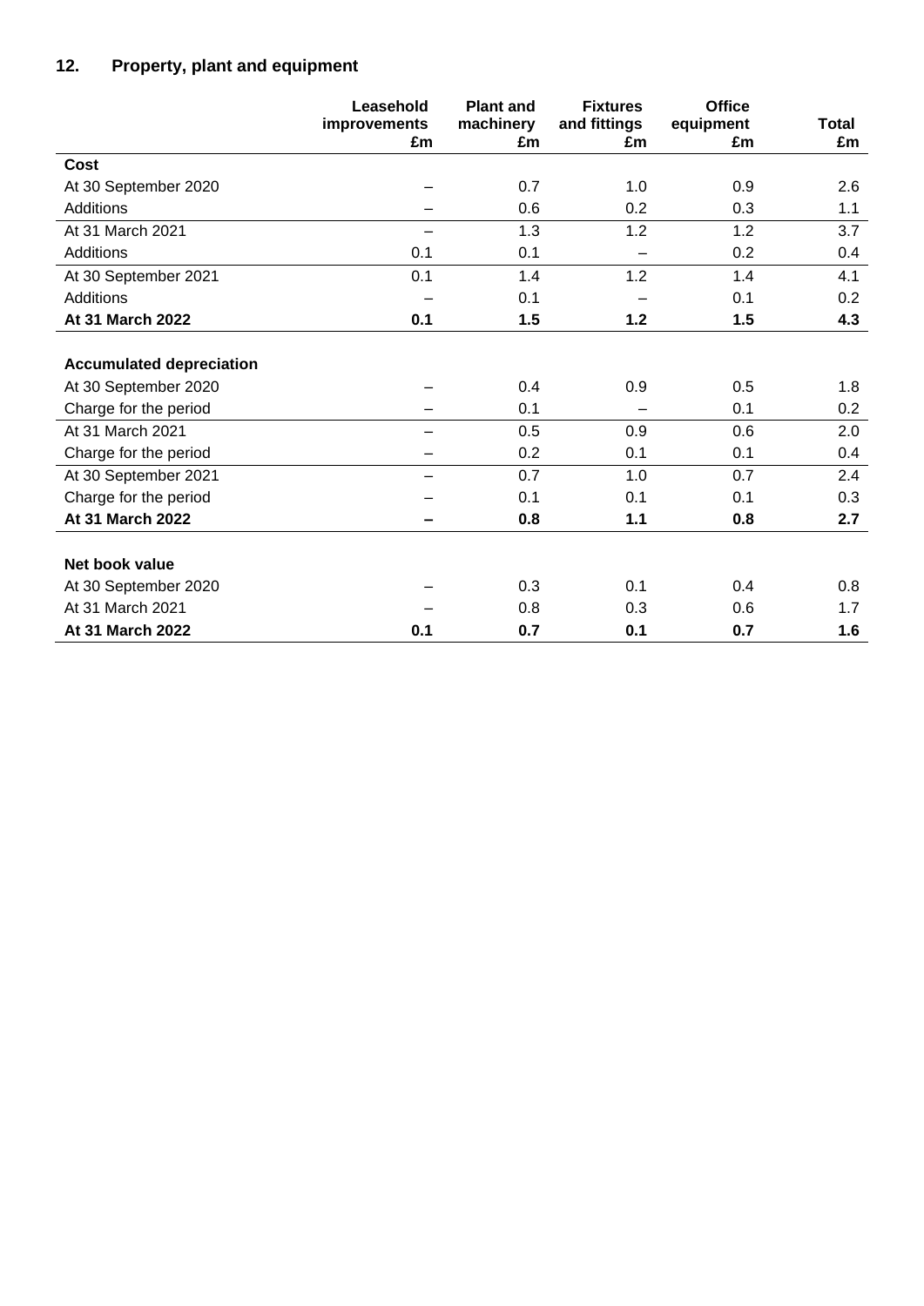## 12. Property, plant and equipment

| | Leasehold improvements £m | Plant and machinery £m | Fixtures and fittings £m | Office equipment £m | Total £m |
|---|---|---|---|---|---|
| **Cost** | | | | | |
| At 30 September 2020 | – | 0.7 | 1.0 | 0.9 | 2.6 |
| Additions | – | 0.6 | 0.2 | 0.3 | 1.1 |
| At 31 March 2021 | – | 1.3 | 1.2 | 1.2 | 3.7 |
| Additions | 0.1 | 0.1 | – | 0.2 | 0.4 |
| At 30 September 2021 | 0.1 | 1.4 | 1.2 | 1.4 | 4.1 |
| Additions | – | 0.1 | – | 0.1 | 0.2 |
| **At 31 March 2022** | **0.1** | **1.5** | **1.2** | **1.5** | **4.3** |
| | | | | | |
| **Accumulated depreciation** | | | | | |
| At 30 September 2020 | – | 0.4 | 0.9 | 0.5 | 1.8 |
| Charge for the period | – | 0.1 | – | 0.1 | 0.2 |
| At 31 March 2021 | – | 0.5 | 0.9 | 0.6 | 2.0 |
| Charge for the period | – | 0.2 | 0.1 | 0.1 | 0.4 |
| At 30 September 2021 | – | 0.7 | 1.0 | 0.7 | 2.4 |
| Charge for the period | – | 0.1 | 0.1 | 0.1 | 0.3 |
| **At 31 March 2022** | **–** | **0.8** | **1.1** | **0.8** | **2.7** |
| | | | | | |
| **Net book value** | | | | | |
| At 30 September 2020 | – | 0.3 | 0.1 | 0.4 | 0.8 |
| At 31 March 2021 | – | 0.8 | 0.3 | 0.6 | 1.7 |
| **At 31 March 2022** | **0.1** | **0.7** | **0.1** | **0.7** | **1.6** |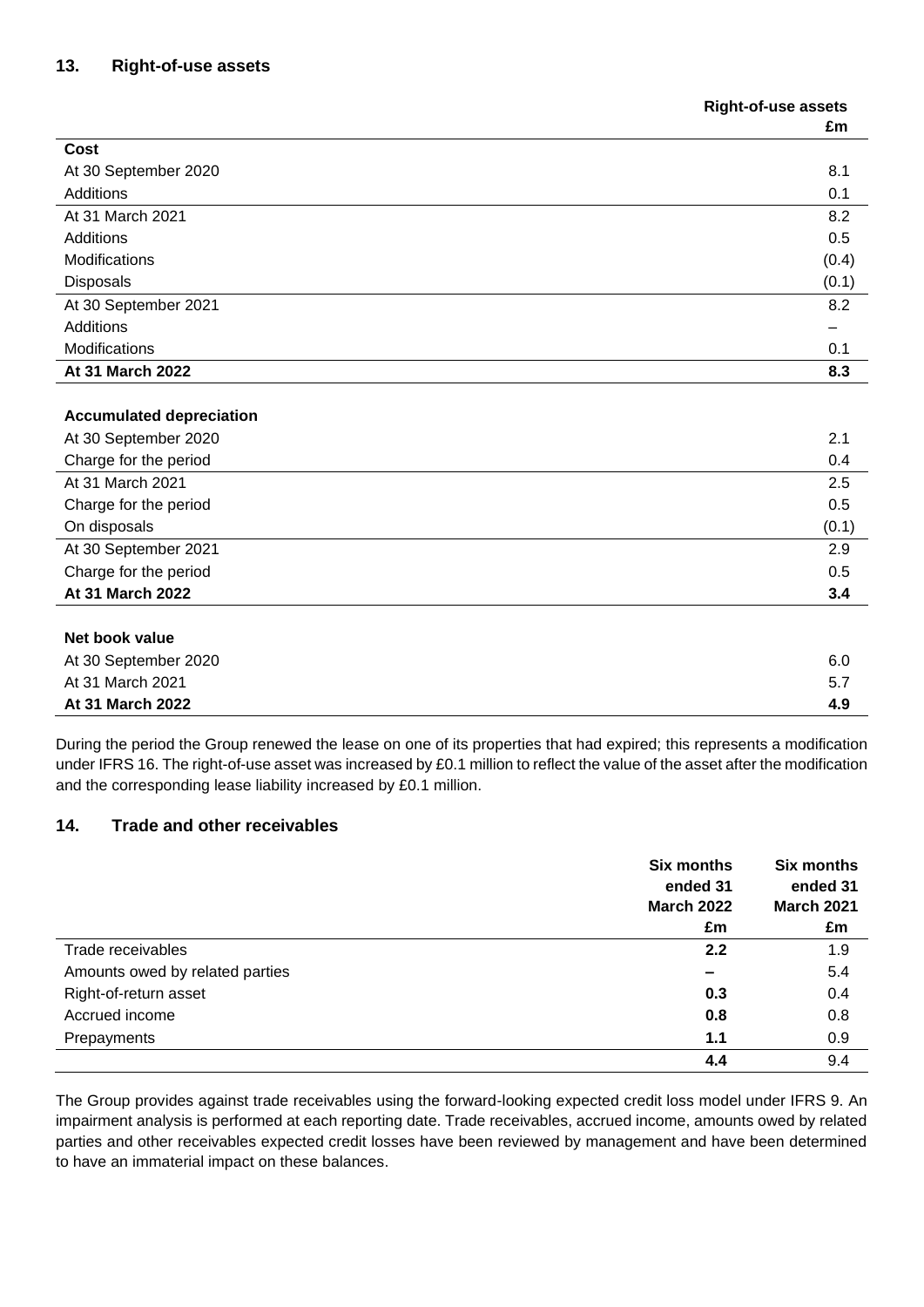## 13. Right-of-use assets

| | Right-of-use assets £m |
|---|---|
| **Cost** | |
| At 30 September 2020 | 8.1 |
| Additions | 0.1 |
| At 31 March 2021 | 8.2 |
| Additions | 0.5 |
| Modifications | (0.4) |
| Disposals | (0.1) |
| At 30 September 2021 | 8.2 |
| Additions | – |
| Modifications | 0.1 |
| **At 31 March 2022** | **8.3** |
| | |
| **Accumulated depreciation** | |
| At 30 September 2020 | 2.1 |
| Charge for the period | 0.4 |
| At 31 March 2021 | 2.5 |
| Charge for the period | 0.5 |
| On disposals | (0.1) |
| At 30 September 2021 | 2.9 |
| Charge for the period | 0.5 |
| **At 31 March 2022** | **3.4** |
| | |
| **Net book value** | |
| At 30 September 2020 | 6.0 |
| At 31 March 2021 | 5.7 |
| **At 31 March 2022** | **4.9** |

During the period the Group renewed the lease on one of its properties that had expired; this represents a modification under IFRS 16. The right-of-use asset was increased by £0.1 million to reflect the value of the asset after the modification and the corresponding lease liability increased by £0.1 million.

## 14. Trade and other receivables

| | Six months ended 31 March 2022 £m | Six months ended 31 March 2021 £m |
|---|---|---|
| Trade receivables | **2.2** | 1.9 |
| Amounts owed by related parties | **–** | 5.4 |
| Right-of-return asset | **0.3** | 0.4 |
| Accrued income | **0.8** | 0.8 |
| Prepayments | **1.1** | 0.9 |
| | **4.4** | 9.4 |

The Group provides against trade receivables using the forward-looking expected credit loss model under IFRS 9. An impairment analysis is performed at each reporting date. Trade receivables, accrued income, amounts owed by related parties and other receivables expected credit losses have been reviewed by management and have been determined to have an immaterial impact on these balances.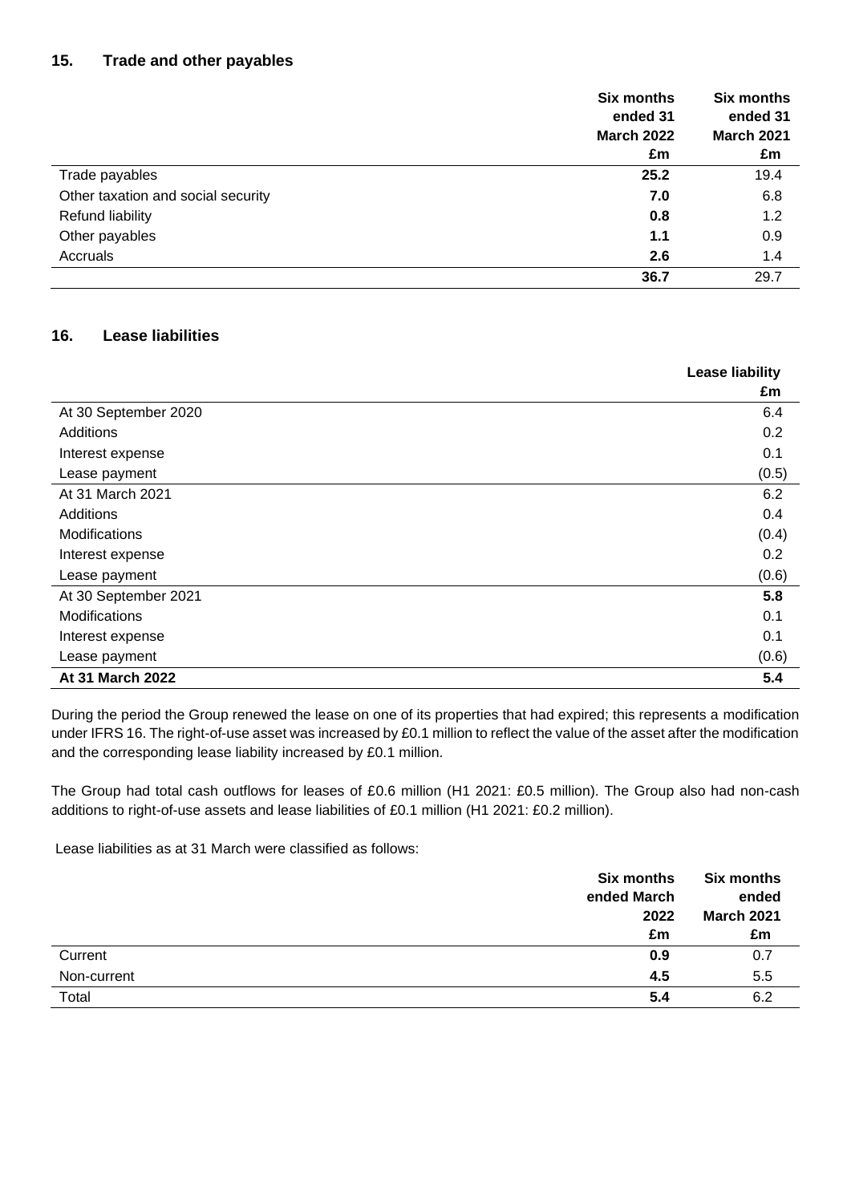## 15. Trade and other payables

| | **Six months ended 31 March 2022 £m** | **Six months ended 31 March 2021 £m** |
|---|---|---|
| Trade payables | **25.2** | 19.4 |
| Other taxation and social security | **7.0** | 6.8 |
| Refund liability | **0.8** | 1.2 |
| Other payables | **1.1** | 0.9 |
| Accruals | **2.6** | 1.4 |
| | **36.7** | 29.7 |

## 16. Lease liabilities

| | **Lease liability £m** |
|---|---|
| At 30 September 2020 | 6.4 |
| Additions | 0.2 |
| Interest expense | 0.1 |
| Lease payment | (0.5) |
| At 31 March 2021 | 6.2 |
| Additions | 0.4 |
| Modifications | (0.4) |
| Interest expense | 0.2 |
| Lease payment | (0.6) |
| At 30 September 2021 | **5.8** |
| Modifications | 0.1 |
| Interest expense | 0.1 |
| Lease payment | (0.6) |
| **At 31 March 2022** | **5.4** |

During the period the Group renewed the lease on one of its properties that had expired; this represents a modification under IFRS 16. The right-of-use asset was increased by £0.1 million to reflect the value of the asset after the modification and the corresponding lease liability increased by £0.1 million.

The Group had total cash outflows for leases of £0.6 million (H1 2021: £0.5 million). The Group also had non-cash additions to right-of-use assets and lease liabilities of £0.1 million (H1 2021: £0.2 million).

Lease liabilities as at 31 March were classified as follows:

| | **Six months ended March 2022 £m** | **Six months ended March 2021 £m** |
|---|---|---|
| Current | **0.9** | 0.7 |
| Non-current | **4.5** | 5.5 |
| Total | **5.4** | 6.2 |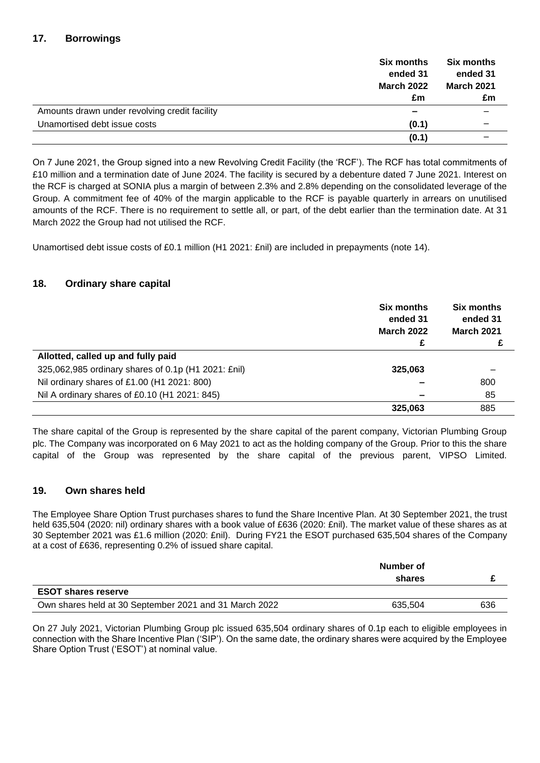## 17. Borrowings

| | Six months ended 31 March 2022 £m | Six months ended 31 March 2021 £m |
|---|---|---|
| Amounts drawn under revolving credit facility | **–** | – |
| Unamortised debt issue costs | **(0.1)** | – |
| | **(0.1)** | – |

On 7 June 2021, the Group signed into a new Revolving Credit Facility (the 'RCF'). The RCF has total commitments of £10 million and a termination date of June 2024. The facility is secured by a debenture dated 7 June 2021. Interest on the RCF is charged at SONIA plus a margin of between 2.3% and 2.8% depending on the consolidated leverage of the Group. A commitment fee of 40% of the margin applicable to the RCF is payable quarterly in arrears on unutilised amounts of the RCF. There is no requirement to settle all, or part, of the debt earlier than the termination date. At 31 March 2022 the Group had not utilised the RCF.

Unamortised debt issue costs of £0.1 million (H1 2021: £nil) are included in prepayments (note 14).

## 18. Ordinary share capital

| | Six months ended 31 March 2022 £ | Six months ended 31 March 2021 £ |
|---|---|---|
| **Allotted, called up and fully paid** | | |
| 325,062,985 ordinary shares of 0.1p (H1 2021: £nil) | **325,063** | – |
| Nil ordinary shares of £1.00 (H1 2021: 800) | **–** | 800 |
| Nil A ordinary shares of £0.10 (H1 2021: 845) | **–** | 85 |
| | **325,063** | 885 |

The share capital of the Group is represented by the share capital of the parent company, Victorian Plumbing Group plc. The Company was incorporated on 6 May 2021 to act as the holding company of the Group. Prior to this the share capital of the Group was represented by the share capital of the previous parent, VIPSO Limited.

## 19. Own shares held

The Employee Share Option Trust purchases shares to fund the Share Incentive Plan. At 30 September 2021, the trust held 635,504 (2020: nil) ordinary shares with a book value of £636 (2020: £nil). The market value of these shares as at 30 September 2021 was £1.6 million (2020: £nil). During FY21 the ESOT purchased 635,504 shares of the Company at a cost of £636, representing 0.2% of issued share capital.

| | Number of shares | £ |
|---|---|---|
| **ESOT shares reserve** | | |
| Own shares held at 30 September 2021 and 31 March 2022 | 635,504 | 636 |

On 27 July 2021, Victorian Plumbing Group plc issued 635,504 ordinary shares of 0.1p each to eligible employees in connection with the Share Incentive Plan ('SIP'). On the same date, the ordinary shares were acquired by the Employee Share Option Trust ('ESOT') at nominal value.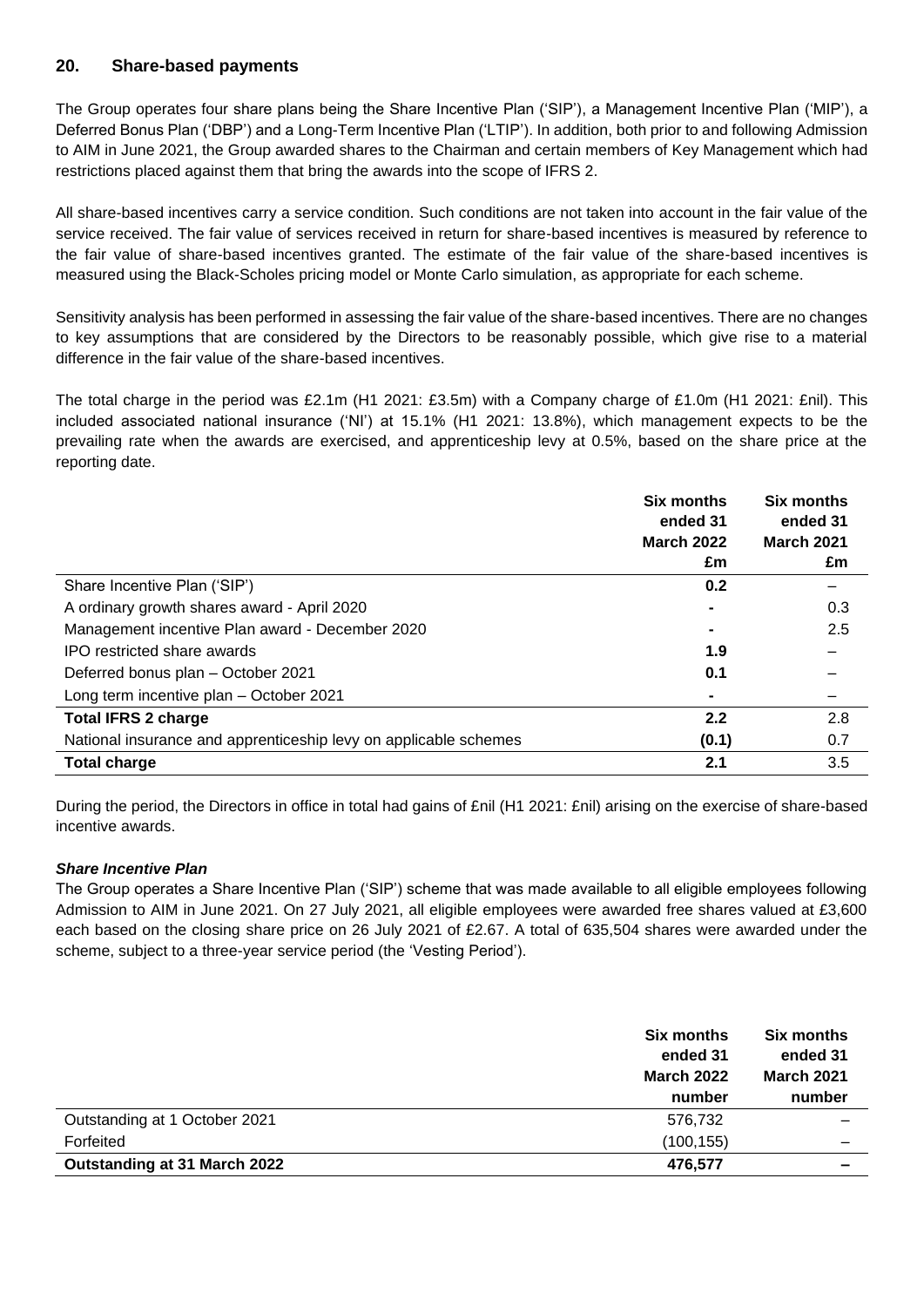## 20. Share-based payments

The Group operates four share plans being the Share Incentive Plan ('SIP'), a Management Incentive Plan ('MIP'), a Deferred Bonus Plan ('DBP') and a Long-Term Incentive Plan ('LTIP'). In addition, both prior to and following Admission to AIM in June 2021, the Group awarded shares to the Chairman and certain members of Key Management which had restrictions placed against them that bring the awards into the scope of IFRS 2.

All share-based incentives carry a service condition. Such conditions are not taken into account in the fair value of the service received. The fair value of services received in return for share-based incentives is measured by reference to the fair value of share-based incentives granted. The estimate of the fair value of the share-based incentives is measured using the Black-Scholes pricing model or Monte Carlo simulation, as appropriate for each scheme.

Sensitivity analysis has been performed in assessing the fair value of the share-based incentives. There are no changes to key assumptions that are considered by the Directors to be reasonably possible, which give rise to a material difference in the fair value of the share-based incentives.

The total charge in the period was £2.1m (H1 2021: £3.5m) with a Company charge of £1.0m (H1 2021: £nil). This included associated national insurance ('NI') at 15.1% (H1 2021: 13.8%), which management expects to be the prevailing rate when the awards are exercised, and apprenticeship levy at 0.5%, based on the share price at the reporting date.

| | Six months ended 31 March 2022 £m | Six months ended 31 March 2021 £m |
|---|---|---|
| Share Incentive Plan ('SIP') | **0.2** | – |
| A ordinary growth shares award - April 2020 | **-** | 0.3 |
| Management incentive Plan award - December 2020 | **-** | 2.5 |
| IPO restricted share awards | **1.9** | – |
| Deferred bonus plan – October 2021 | **0.1** | – |
| Long term incentive plan – October 2021 | **-** | – |
| **Total IFRS 2 charge** | **2.2** | 2.8 |
| National insurance and apprenticeship levy on applicable schemes | **(0.1)** | 0.7 |
| **Total charge** | **2.1** | 3.5 |

During the period, the Directors in office in total had gains of £nil (H1 2021: £nil) arising on the exercise of share-based incentive awards.

***Share Incentive Plan***

The Group operates a Share Incentive Plan ('SIP') scheme that was made available to all eligible employees following Admission to AIM in June 2021. On 27 July 2021, all eligible employees were awarded free shares valued at £3,600 each based on the closing share price on 26 July 2021 of £2.67. A total of 635,504 shares were awarded under the scheme, subject to a three-year service period (the 'Vesting Period').

| | Six months ended 31 March 2022 number | Six months ended 31 March 2021 number |
|---|---|---|
| Outstanding at 1 October 2021 | 576,732 | – |
| Forfeited | (100,155) | – |
| **Outstanding at 31 March 2022** | **476,577** | **–** |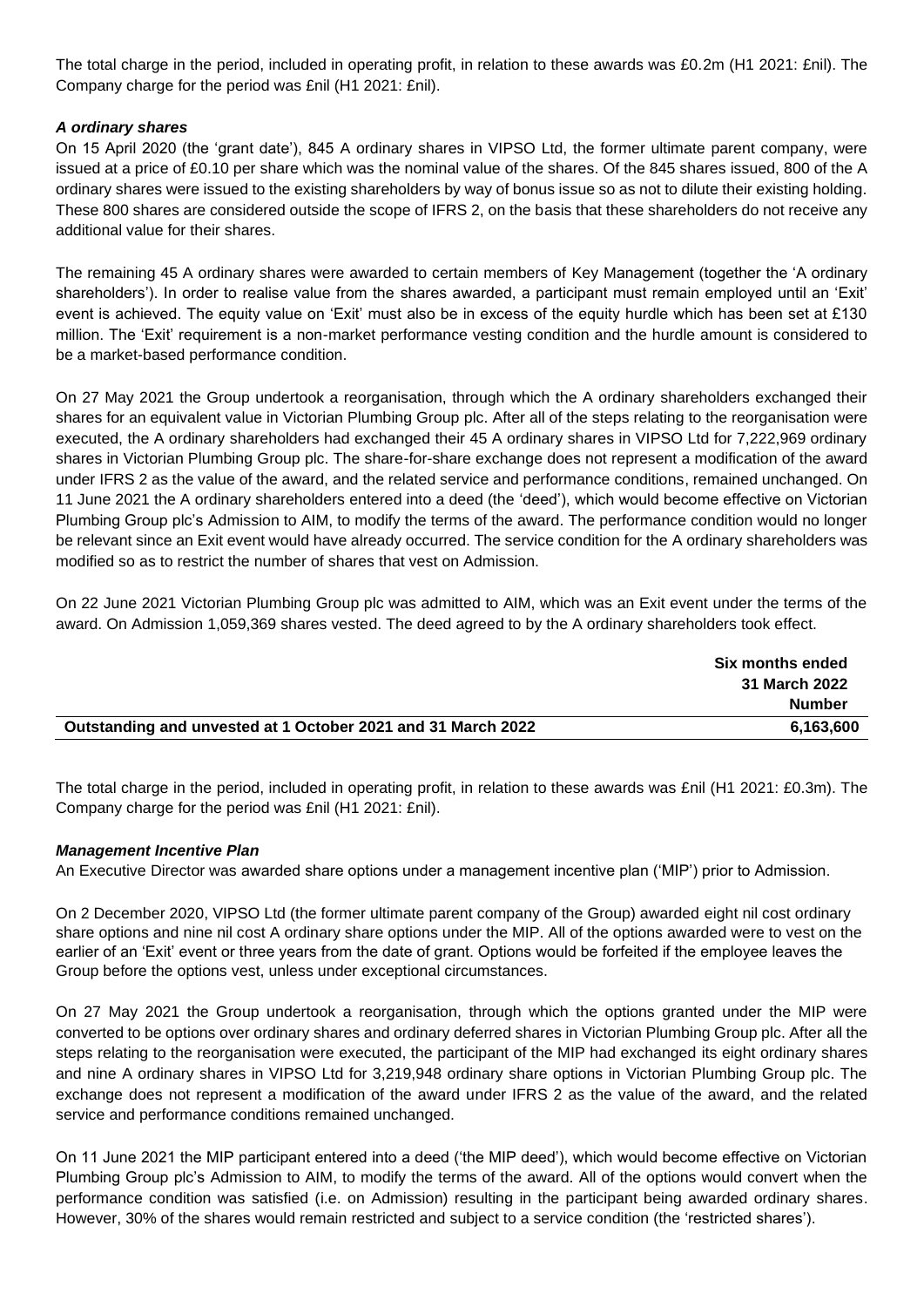The total charge in the period, included in operating profit, in relation to these awards was £0.2m (H1 2021: £nil). The Company charge for the period was £nil (H1 2021: £nil).

***A ordinary shares***

On 15 April 2020 (the 'grant date'), 845 A ordinary shares in VIPSO Ltd, the former ultimate parent company, were issued at a price of £0.10 per share which was the nominal value of the shares. Of the 845 shares issued, 800 of the A ordinary shares were issued to the existing shareholders by way of bonus issue so as not to dilute their existing holding. These 800 shares are considered outside the scope of IFRS 2, on the basis that these shareholders do not receive any additional value for their shares.

The remaining 45 A ordinary shares were awarded to certain members of Key Management (together the 'A ordinary shareholders'). In order to realise value from the shares awarded, a participant must remain employed until an 'Exit' event is achieved. The equity value on 'Exit' must also be in excess of the equity hurdle which has been set at £130 million. The 'Exit' requirement is a non-market performance vesting condition and the hurdle amount is considered to be a market-based performance condition.

On 27 May 2021 the Group undertook a reorganisation, through which the A ordinary shareholders exchanged their shares for an equivalent value in Victorian Plumbing Group plc. After all of the steps relating to the reorganisation were executed, the A ordinary shareholders had exchanged their 45 A ordinary shares in VIPSO Ltd for 7,222,969 ordinary shares in Victorian Plumbing Group plc. The share-for-share exchange does not represent a modification of the award under IFRS 2 as the value of the award, and the related service and performance conditions, remained unchanged. On 11 June 2021 the A ordinary shareholders entered into a deed (the 'deed'), which would become effective on Victorian Plumbing Group plc's Admission to AIM, to modify the terms of the award. The performance condition would no longer be relevant since an Exit event would have already occurred. The service condition for the A ordinary shareholders was modified so as to restrict the number of shares that vest on Admission.

On 22 June 2021 Victorian Plumbing Group plc was admitted to AIM, which was an Exit event under the terms of the award. On Admission 1,059,369 shares vested. The deed agreed to by the A ordinary shareholders took effect.

| | Six months ended 31 March 2022 Number |
|---|---|
| **Outstanding and unvested at 1 October 2021 and 31 March 2022** | **6,163,600** |

The total charge in the period, included in operating profit, in relation to these awards was £nil (H1 2021: £0.3m). The Company charge for the period was £nil (H1 2021: £nil).

***Management Incentive Plan***

An Executive Director was awarded share options under a management incentive plan ('MIP') prior to Admission.

On 2 December 2020, VIPSO Ltd (the former ultimate parent company of the Group) awarded eight nil cost ordinary share options and nine nil cost A ordinary share options under the MIP. All of the options awarded were to vest on the earlier of an 'Exit' event or three years from the date of grant. Options would be forfeited if the employee leaves the Group before the options vest, unless under exceptional circumstances.

On 27 May 2021 the Group undertook a reorganisation, through which the options granted under the MIP were converted to be options over ordinary shares and ordinary deferred shares in Victorian Plumbing Group plc. After all the steps relating to the reorganisation were executed, the participant of the MIP had exchanged its eight ordinary shares and nine A ordinary shares in VIPSO Ltd for 3,219,948 ordinary share options in Victorian Plumbing Group plc. The exchange does not represent a modification of the award under IFRS 2 as the value of the award, and the related service and performance conditions remained unchanged.

On 11 June 2021 the MIP participant entered into a deed ('the MIP deed'), which would become effective on Victorian Plumbing Group plc's Admission to AIM, to modify the terms of the award. All of the options would convert when the performance condition was satisfied (i.e. on Admission) resulting in the participant being awarded ordinary shares. However, 30% of the shares would remain restricted and subject to a service condition (the 'restricted shares').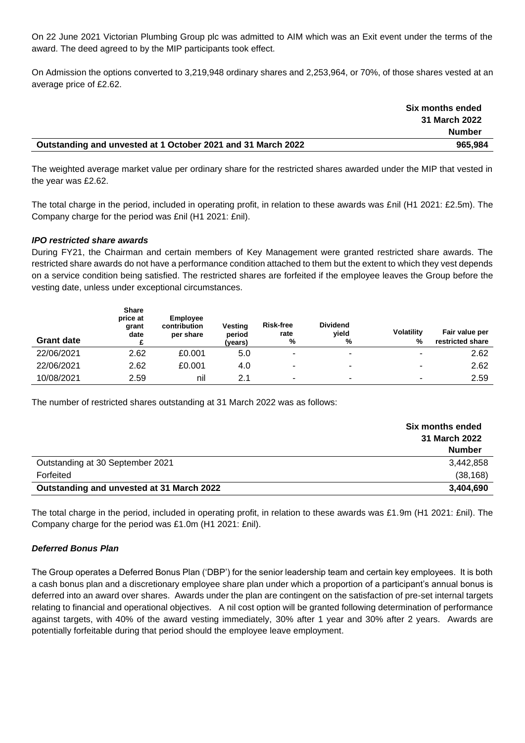On 22 June 2021 Victorian Plumbing Group plc was admitted to AIM which was an Exit event under the terms of the award. The deed agreed to by the MIP participants took effect.

On Admission the options converted to 3,219,948 ordinary shares and 2,253,964, or 70%, of those shares vested at an average price of £2.62.

| | Six months ended 31 March 2022 Number |
|---|---|
| **Outstanding and unvested at 1 October 2021 and 31 March 2022** | **965,984** |

The weighted average market value per ordinary share for the restricted shares awarded under the MIP that vested in the year was £2.62.

The total charge in the period, included in operating profit, in relation to these awards was £nil (H1 2021: £2.5m). The Company charge for the period was £nil (H1 2021: £nil).

### *IPO restricted share awards*

During FY21, the Chairman and certain members of Key Management were granted restricted share awards. The restricted share awards do not have a performance condition attached to them but the extent to which they vest depends on a service condition being satisfied. The restricted shares are forfeited if the employee leaves the Group before the vesting date, unless under exceptional circumstances.

| Grant date | Share price at grant date £ | Employee contribution per share | Vesting period (years) | Risk-free rate % | Dividend yield % | Volatility % | Fair value per restricted share |
|---|---|---|---|---|---|---|---|
| 22/06/2021 | 2.62 | £0.001 | 5.0 | - | - | - | 2.62 |
| 22/06/2021 | 2.62 | £0.001 | 4.0 | - | - | - | 2.62 |
| 10/08/2021 | 2.59 | nil | 2.1 | - | - | - | 2.59 |

The number of restricted shares outstanding at 31 March 2022 was as follows:

| | Six months ended 31 March 2022 Number |
|---|---|
| Outstanding at 30 September 2021 | 3,442,858 |
| Forfeited | (38,168) |
| **Outstanding and unvested at 31 March 2022** | **3,404,690** |

The total charge in the period, included in operating profit, in relation to these awards was £1.9m (H1 2021: £nil). The Company charge for the period was £1.0m (H1 2021: £nil).

### *Deferred Bonus Plan*

The Group operates a Deferred Bonus Plan ('DBP') for the senior leadership team and certain key employees. It is both a cash bonus plan and a discretionary employee share plan under which a proportion of a participant's annual bonus is deferred into an award over shares. Awards under the plan are contingent on the satisfaction of pre-set internal targets relating to financial and operational objectives. A nil cost option will be granted following determination of performance against targets, with 40% of the award vesting immediately, 30% after 1 year and 30% after 2 years. Awards are potentially forfeitable during that period should the employee leave employment.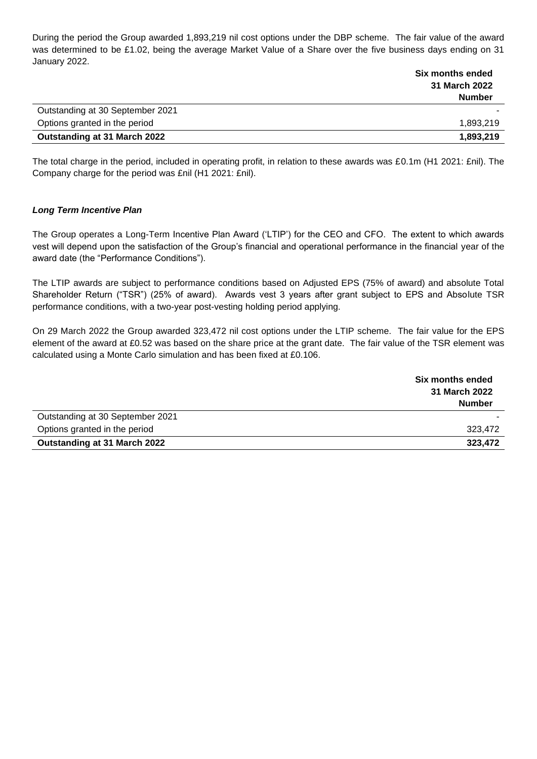During the period the Group awarded 1,893,219 nil cost options under the DBP scheme. The fair value of the award was determined to be £1.02, being the average Market Value of a Share over the five business days ending on 31 January 2022.

| | Six months ended 31 March 2022 Number |
|---|---:|
| Outstanding at 30 September 2021 | - |
| Options granted in the period | 1,893,219 |
| **Outstanding at 31 March 2022** | **1,893,219** |

The total charge in the period, included in operating profit, in relation to these awards was £0.1m (H1 2021: £nil). The Company charge for the period was £nil (H1 2021: £nil).

***Long Term Incentive Plan***

The Group operates a Long-Term Incentive Plan Award ('LTIP') for the CEO and CFO. The extent to which awards vest will depend upon the satisfaction of the Group's financial and operational performance in the financial year of the award date (the "Performance Conditions").

The LTIP awards are subject to performance conditions based on Adjusted EPS (75% of award) and absolute Total Shareholder Return ("TSR") (25% of award). Awards vest 3 years after grant subject to EPS and Absolute TSR performance conditions, with a two-year post-vesting holding period applying.

On 29 March 2022 the Group awarded 323,472 nil cost options under the LTIP scheme. The fair value for the EPS element of the award at £0.52 was based on the share price at the grant date. The fair value of the TSR element was calculated using a Monte Carlo simulation and has been fixed at £0.106.

| | Six months ended 31 March 2022 Number |
|---|---:|
| Outstanding at 30 September 2021 | - |
| Options granted in the period | 323,472 |
| **Outstanding at 31 March 2022** | **323,472** |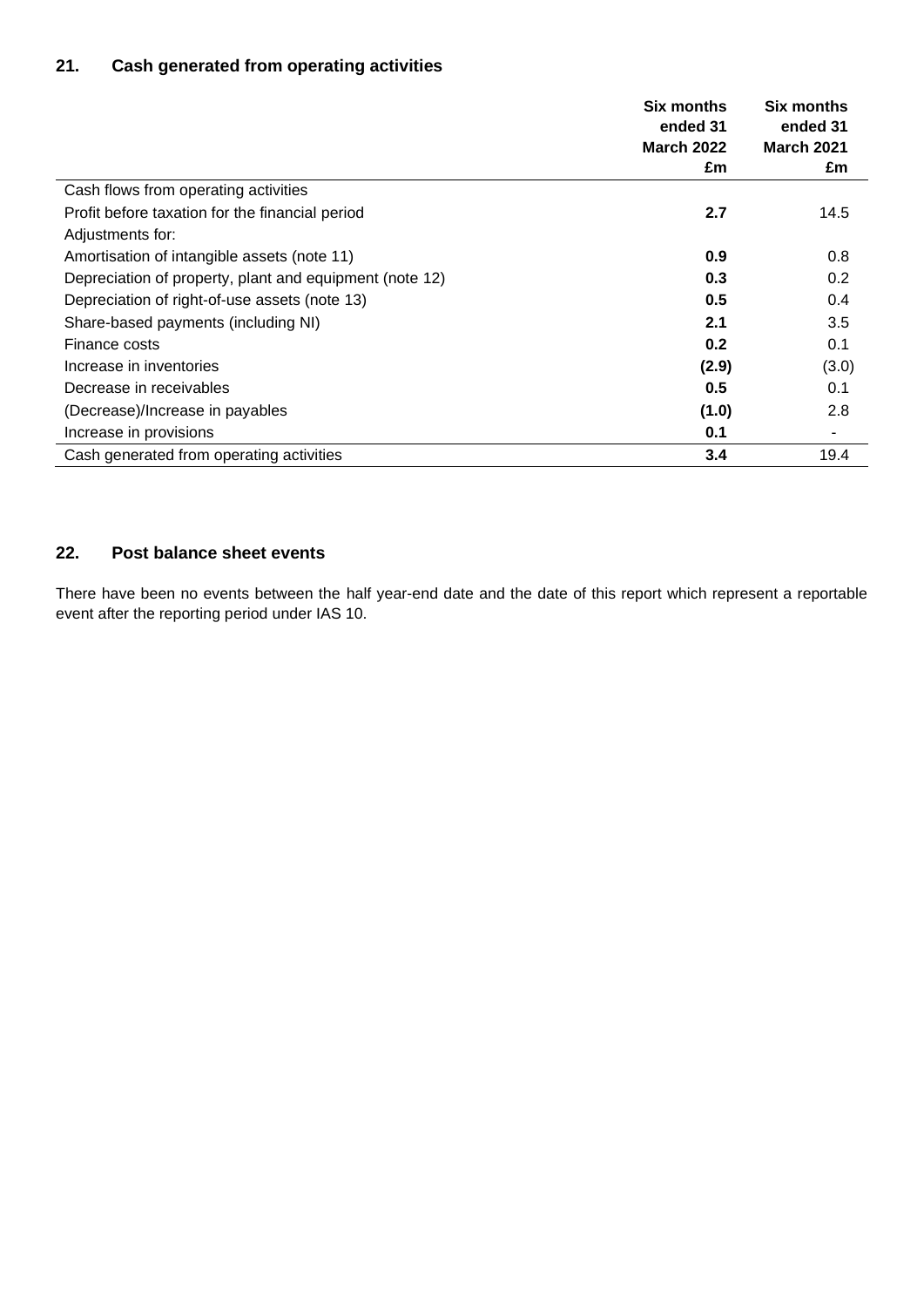## 21. Cash generated from operating activities

| | Six months ended 31 March 2022 £m | Six months ended 31 March 2021 £m |
|---|---|---|
| Cash flows from operating activities | | |
| Profit before taxation for the financial period | **2.7** | 14.5 |
| Adjustments for: | | |
| Amortisation of intangible assets (note 11) | **0.9** | 0.8 |
| Depreciation of property, plant and equipment (note 12) | **0.3** | 0.2 |
| Depreciation of right-of-use assets (note 13) | **0.5** | 0.4 |
| Share-based payments (including NI) | **2.1** | 3.5 |
| Finance costs | **0.2** | 0.1 |
| Increase in inventories | **(2.9)** | (3.0) |
| Decrease in receivables | **0.5** | 0.1 |
| (Decrease)/Increase in payables | **(1.0)** | 2.8 |
| Increase in provisions | **0.1** | - |
| Cash generated from operating activities | **3.4** | 19.4 |

## 22. Post balance sheet events

There have been no events between the half year-end date and the date of this report which represent a reportable event after the reporting period under IAS 10.